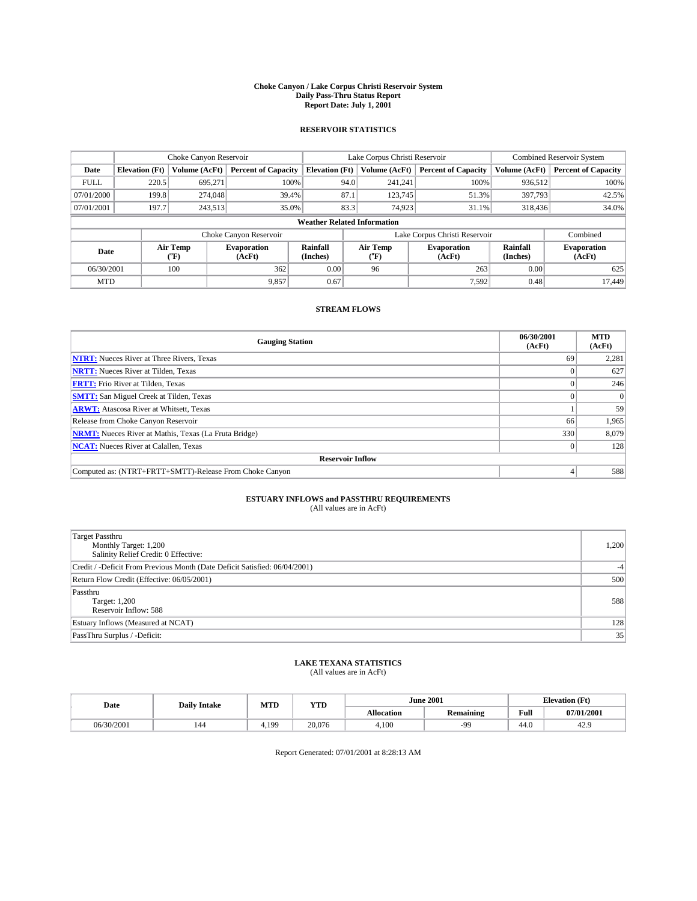# Choke Canyon / Lake Corpus Christi Reservoir System
## Daily Pass-Thru Status Report
### Report Date: July 1, 2001

## RESERVOIR STATISTICS

| | Choke Canyon Reservoir | | | Lake Corpus Christi Reservoir | | | Combined Reservoir System | |
|---|---|---|---|---|---|---|---|---|
| Date | Elevation (Ft) | Volume (AcFt) | Percent of Capacity | Elevation (Ft) | Volume (AcFt) | Percent of Capacity | Volume (AcFt) | Percent of Capacity |
| FULL | 220.5 | 695,271 | 100% | 94.0 | 241,241 | 100% | 936,512 | 100% |
| 07/01/2000 | 199.8 | 274,048 | 39.4% | 87.1 | 123,745 | 51.3% | 397,793 | 42.5% |
| 07/01/2001 | 197.7 | 243,513 | 35.0% | 83.3 | 74,923 | 31.1% | 318,436 | 34.0% |

**Weather Related Information**

| | Choke Canyon Reservoir | | | Lake Corpus Christi Reservoir | | | Combined |
|---|---|---|---|---|---|---|---|
| Date | Air Temp (°F) | Evaporation (AcFt) | Rainfall (Inches) | Air Temp (°F) | Evaporation (AcFt) | Rainfall (Inches) | Evaporation (AcFt) |
| 06/30/2001 | 100 | 362 | 0.00 | 96 | 263 | 0.00 | 625 |
| MTD | | 9,857 | 0.67 | | 7,592 | 0.48 | 17,449 |

## STREAM FLOWS

| Gauging Station | 06/30/2001 (AcFt) | MTD (AcFt) |
|---|---|---|
| NTRT: Nueces River at Three Rivers, Texas | 69 | 2,281 |
| NRTT: Nueces River at Tilden, Texas | 0 | 627 |
| FRTT: Frio River at Tilden, Texas | 0 | 246 |
| SMTT: San Miguel Creek at Tilden, Texas | 0 | 0 |
| ARWT: Atascosa River at Whitsett, Texas | 1 | 59 |
| Release from Choke Canyon Reservoir | 66 | 1,965 |
| NRMT: Nueces River at Mathis, Texas (La Fruta Bridge) | 330 | 8,079 |
| NCAT: Nueces River at Calallen, Texas | 0 | 128 |
| **Reservoir Inflow** | | |
| Computed as: (NTRT+FRTT+SMTT)-Release From Choke Canyon | 4 | 588 |

## ESTUARY INFLOWS and PASSTHRU REQUIREMENTS
(All values are in AcFt)

| | |
|---|---|
| Target Passthru<br>Monthly Target: 1,200<br>Salinity Relief Credit: 0 Effective: | 1,200 |
| Credit / -Deficit From Previous Month (Date Deficit Satisfied: 06/04/2001) | -4 |
| Return Flow Credit (Effective: 06/05/2001) | 500 |
| Passthru<br>Target: 1,200<br>Reservoir Inflow: 588 | 588 |
| Estuary Inflows (Measured at NCAT) | 128 |
| PassThru Surplus / -Deficit: | 35 |

## LAKE TEXANA STATISTICS
(All values are in AcFt)

| Date | Daily Intake | MTD | YTD | June 2001 | | Elevation (Ft) | |
|---|---|---|---|---|---|---|---|
| | | | | Allocation | Remaining | Full | 07/01/2001 |
| 06/30/2001 | 144 | 4,199 | 20,076 | 4,100 | -99 | 44.0 | 42.9 |

Report Generated: 07/01/2001 at 8:28:13 AM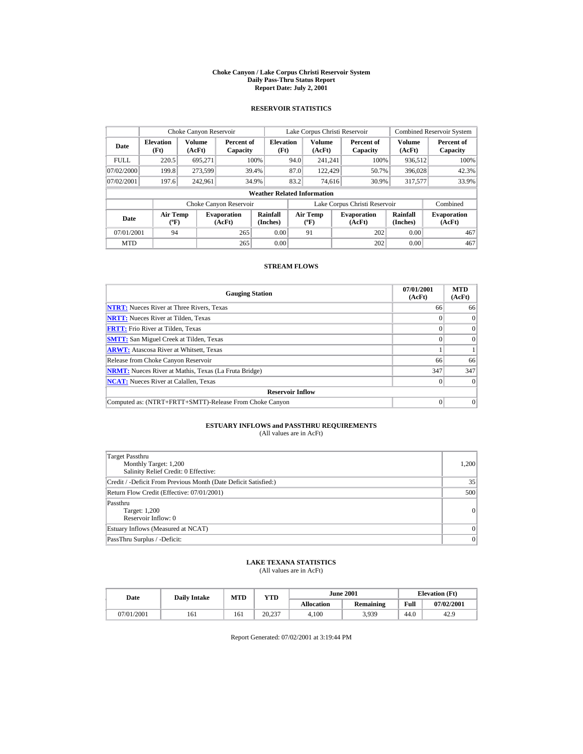# Choke Canyon / Lake Corpus Christi Reservoir System
## Daily Pass-Thru Status Report
### Report Date: July 2, 2001

## RESERVOIR STATISTICS

| | Choke Canyon Reservoir | | | Lake Corpus Christi Reservoir | | | Combined Reservoir System | |
|---|---|---|---|---|---|---|---|---|
| Date | Elevation (Ft) | Volume (AcFt) | Percent of Capacity | Elevation (Ft) | Volume (AcFt) | Percent of Capacity | Volume (AcFt) | Percent of Capacity |
| FULL | 220.5 | 695,271 | 100% | 94.0 | 241,241 | 100% | 936,512 | 100% |
| 07/02/2000 | 199.8 | 273,599 | 39.4% | 87.0 | 122,429 | 50.7% | 396,028 | 42.3% |
| 07/02/2001 | 197.6 | 242,961 | 34.9% | 83.2 | 74,616 | 30.9% | 317,577 | 33.9% |

**Weather Related Information**

| | Choke Canyon Reservoir | | | Lake Corpus Christi Reservoir | | | Combined |
|---|---|---|---|---|---|---|---|
| Date | Air Temp (ºF) | Evaporation (AcFt) | Rainfall (Inches) | Air Temp (ºF) | Evaporation (AcFt) | Rainfall (Inches) | Evaporation (AcFt) |
| 07/01/2001 | 94 | 265 | 0.00 | 91 | 202 | 0.00 | 467 |
| MTD | | 265 | 0.00 | | 202 | 0.00 | 467 |

## STREAM FLOWS

| Gauging Station | 07/01/2001 (AcFt) | MTD (AcFt) |
|---|---|---|
| NTRT: Nueces River at Three Rivers, Texas | 66 | 66 |
| NRTT: Nueces River at Tilden, Texas | 0 | 0 |
| FRTT: Frio River at Tilden, Texas | 0 | 0 |
| SMTT: San Miguel Creek at Tilden, Texas | 0 | 0 |
| ARWT: Atascosa River at Whitsett, Texas | 1 | 1 |
| Release from Choke Canyon Reservoir | 66 | 66 |
| NRMT: Nueces River at Mathis, Texas (La Fruta Bridge) | 347 | 347 |
| NCAT: Nueces River at Calallen, Texas | 0 | 0 |
| **Reservoir Inflow** | | |
| Computed as: (NTRT+FRTT+SMTT)-Release From Choke Canyon | 0 | 0 |

## ESTUARY INFLOWS and PASSTHRU REQUIREMENTS
(All values are in AcFt)

| | |
|---|---|
| Target Passthru<br>Monthly Target: 1,200<br>Salinity Relief Credit: 0 Effective: | 1,200 |
| Credit / -Deficit From Previous Month (Date Deficit Satisfied:) | 35 |
| Return Flow Credit (Effective: 07/01/2001) | 500 |
| Passthru<br>Target: 1,200<br>Reservoir Inflow: 0 | 0 |
| Estuary Inflows (Measured at NCAT) | 0 |
| PassThru Surplus / -Deficit: | 0 |

## LAKE TEXANA STATISTICS
(All values are in AcFt)

| Date | Daily Intake | MTD | YTD | June 2001 | | Elevation (Ft) | |
|---|---|---|---|---|---|---|---|
| | | | | Allocation | Remaining | Full | 07/02/2001 |
| 07/01/2001 | 161 | 161 | 20,237 | 4,100 | 3,939 | 44.0 | 42.9 |

Report Generated: 07/02/2001 at 3:19:44 PM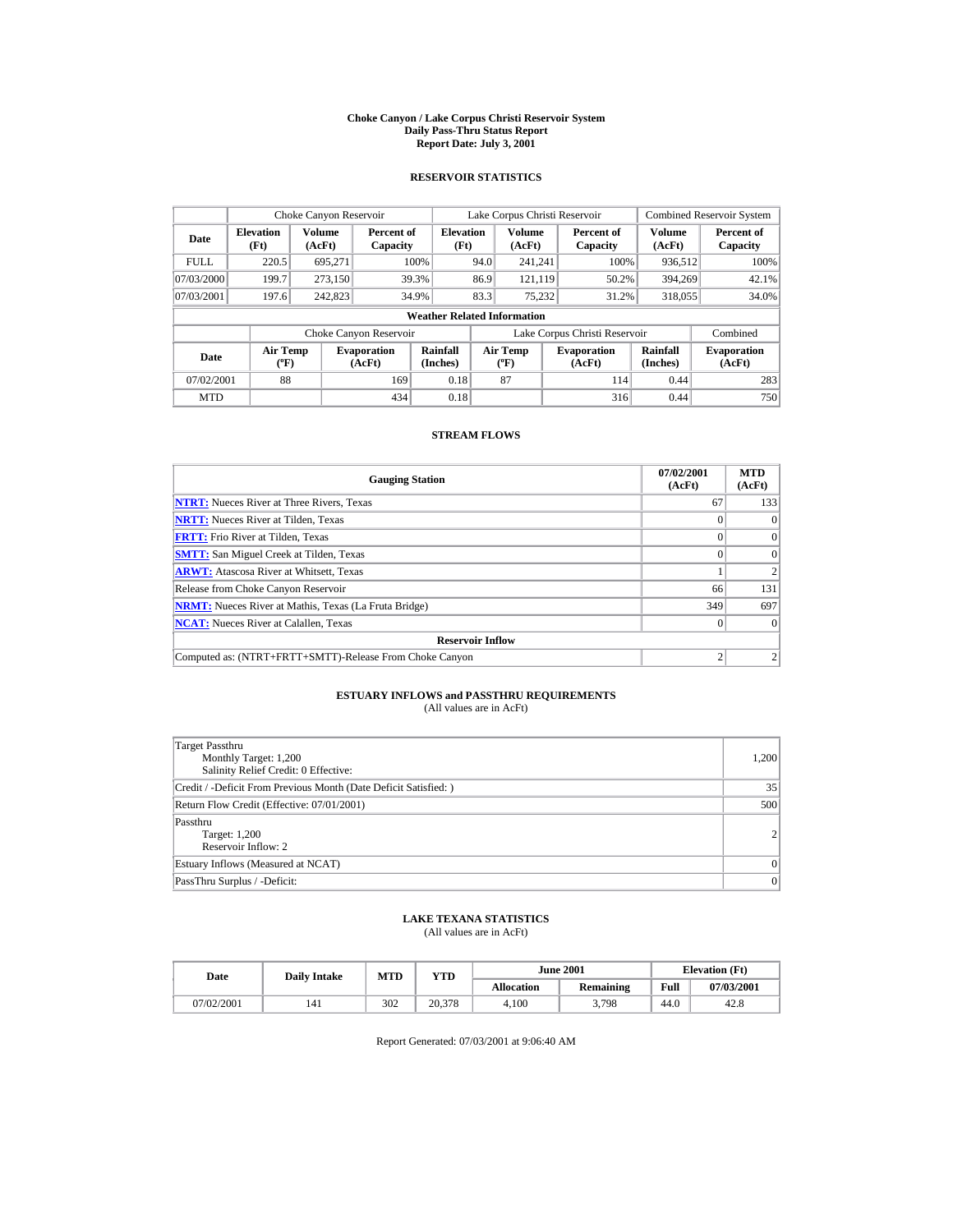# Choke Canyon / Lake Corpus Christi Reservoir System
## Daily Pass-Thru Status Report
### Report Date: July 3, 2001

## RESERVOIR STATISTICS

| | Choke Canyon Reservoir | | | Lake Corpus Christi Reservoir | | | Combined Reservoir System | |
|---|---|---|---|---|---|---|---|---|
| **Date** | **Elevation (Ft)** | **Volume (AcFt)** | **Percent of Capacity** | **Elevation (Ft)** | **Volume (AcFt)** | **Percent of Capacity** | **Volume (AcFt)** | **Percent of Capacity** |
| FULL | 220.5 | 695,271 | 100% | 94.0 | 241,241 | 100% | 936,512 | 100% |
| 07/03/2000 | 199.7 | 273,150 | 39.3% | 86.9 | 121,119 | 50.2% | 394,269 | 42.1% |
| 07/03/2001 | 197.6 | 242,823 | 34.9% | 83.3 | 75,232 | 31.2% | 318,055 | 34.0% |

**Weather Related Information**

| | Choke Canyon Reservoir | | | Lake Corpus Christi Reservoir | | | Combined |
|---|---|---|---|---|---|---|---|
| **Date** | **Air Temp (ºF)** | **Evaporation (AcFt)** | **Rainfall (Inches)** | **Air Temp (ºF)** | **Evaporation (AcFt)** | **Rainfall (Inches)** | **Evaporation (AcFt)** |
| 07/02/2001 | 88 | 169 | 0.18 | 87 | 114 | 0.44 | 283 |
| MTD | | 434 | 0.18 | | 316 | 0.44 | 750 |

## STREAM FLOWS

| Gauging Station | 07/02/2001 (AcFt) | MTD (AcFt) |
|---|---|---|
| **NTRT:** Nueces River at Three Rivers, Texas | 67 | 133 |
| **NRTT:** Nueces River at Tilden, Texas | 0 | 0 |
| **FRTT:** Frio River at Tilden, Texas | 0 | 0 |
| **SMTT:** San Miguel Creek at Tilden, Texas | 0 | 0 |
| **ARWT:** Atascosa River at Whitsett, Texas | 1 | 2 |
| Release from Choke Canyon Reservoir | 66 | 131 |
| **NRMT:** Nueces River at Mathis, Texas (La Fruta Bridge) | 349 | 697 |
| **NCAT:** Nueces River at Calallen, Texas | 0 | 0 |
| **Reservoir Inflow** | | |
| Computed as: (NTRT+FRTT+SMTT)-Release From Choke Canyon | 2 | 2 |

## ESTUARY INFLOWS and PASSTHRU REQUIREMENTS
(All values are in AcFt)

| | |
|---|---|
| Target Passthru<br>Monthly Target: 1,200<br>Salinity Relief Credit: 0 Effective: | 1,200 |
| Credit / -Deficit From Previous Month (Date Deficit Satisfied: ) | 35 |
| Return Flow Credit (Effective: 07/01/2001) | 500 |
| Passthru<br>Target: 1,200<br>Reservoir Inflow: 2 | 2 |
| Estuary Inflows (Measured at NCAT) | 0 |
| PassThru Surplus / -Deficit: | 0 |

## LAKE TEXANA STATISTICS
(All values are in AcFt)

| Date | Daily Intake | MTD | YTD | June 2001 | | Elevation (Ft) | |
|---|---|---|---|---|---|---|---|
| | | | | **Allocation** | **Remaining** | **Full** | **07/03/2001** |
| 07/02/2001 | 141 | 302 | 20,378 | 4,100 | 3,798 | 44.0 | 42.8 |

Report Generated: 07/03/2001 at 9:06:40 AM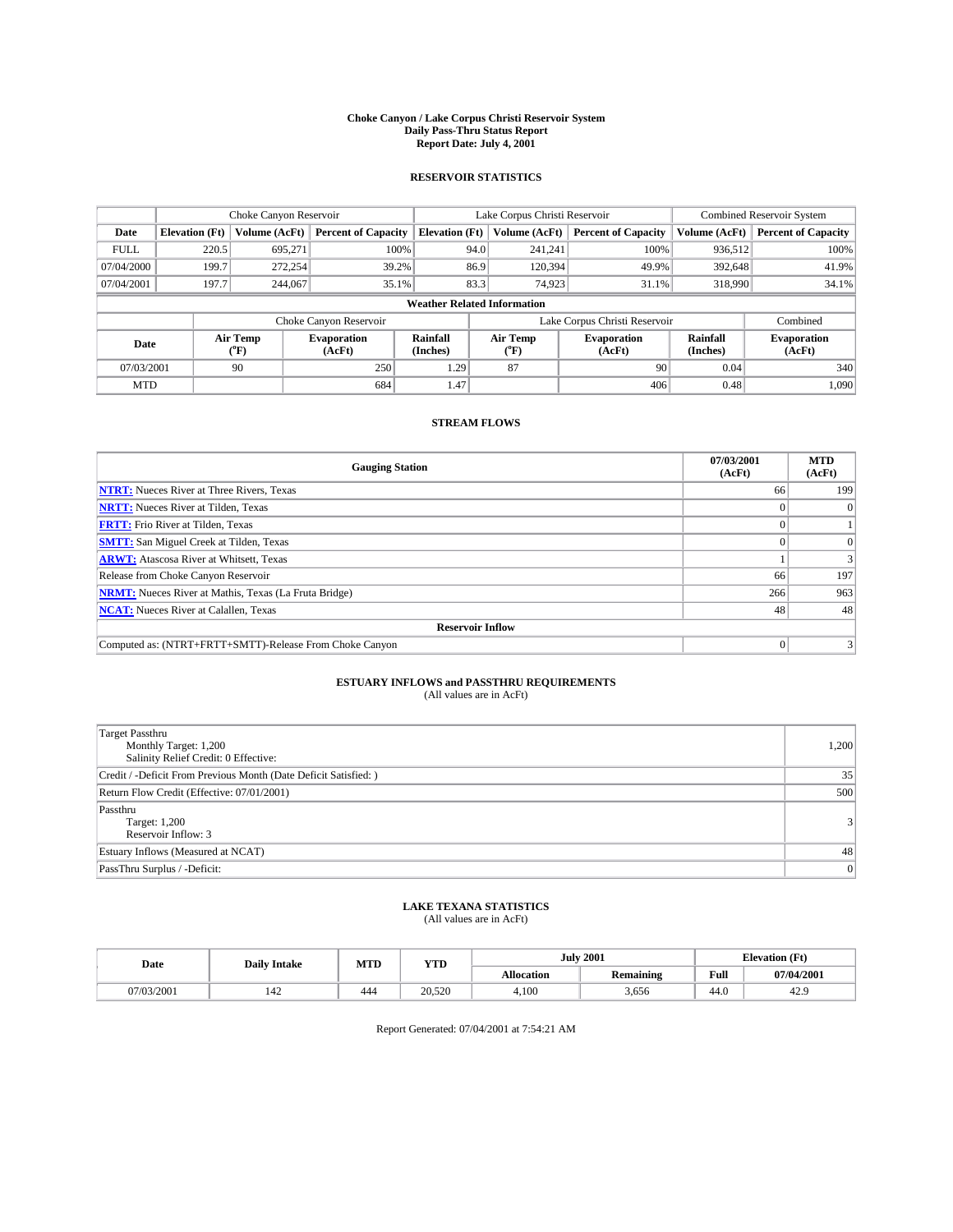# Choke Canyon / Lake Corpus Christi Reservoir System
## Daily Pass-Thru Status Report
### Report Date: July 4, 2001

## RESERVOIR STATISTICS

| | Choke Canyon Reservoir | | | Lake Corpus Christi Reservoir | | | Combined Reservoir System | |
|---|---|---|---|---|---|---|---|---|
| Date | Elevation (Ft) | Volume (AcFt) | Percent of Capacity | Elevation (Ft) | Volume (AcFt) | Percent of Capacity | Volume (AcFt) | Percent of Capacity |
| FULL | 220.5 | 695,271 | 100% | 94.0 | 241,241 | 100% | 936,512 | 100% |
| 07/04/2000 | 199.7 | 272,254 | 39.2% | 86.9 | 120,394 | 49.9% | 392,648 | 41.9% |
| 07/04/2001 | 197.7 | 244,067 | 35.1% | 83.3 | 74,923 | 31.1% | 318,990 | 34.1% |

**Weather Related Information**

| | Choke Canyon Reservoir | | | Lake Corpus Christi Reservoir | | | Combined |
|---|---|---|---|---|---|---|---|
| Date | Air Temp (°F) | Evaporation (AcFt) | Rainfall (Inches) | Air Temp (°F) | Evaporation (AcFt) | Rainfall (Inches) | Evaporation (AcFt) |
| 07/03/2001 | 90 | 250 | 1.29 | 87 | 90 | 0.04 | 340 |
| MTD | | 684 | 1.47 | | 406 | 0.48 | 1,090 |

## STREAM FLOWS

| Gauging Station | 07/03/2001 (AcFt) | MTD (AcFt) |
|---|---|---|
| **NTRT:** Nueces River at Three Rivers, Texas | 66 | 199 |
| **NRTT:** Nueces River at Tilden, Texas | 0 | 0 |
| **FRTT:** Frio River at Tilden, Texas | 0 | 1 |
| **SMTT:** San Miguel Creek at Tilden, Texas | 0 | 0 |
| **ARWT:** Atascosa River at Whitsett, Texas | 1 | 3 |
| Release from Choke Canyon Reservoir | 66 | 197 |
| **NRMT:** Nueces River at Mathis, Texas (La Fruta Bridge) | 266 | 963 |
| **NCAT:** Nueces River at Calallen, Texas | 48 | 48 |
| **Reservoir Inflow** | | |
| Computed as: (NTRT+FRTT+SMTT)-Release From Choke Canyon | 0 | 3 |

## ESTUARY INFLOWS and PASSTHRU REQUIREMENTS
(All values are in AcFt)

| | |
|---|---|
| Target Passthru<br>Monthly Target: 1,200<br>Salinity Relief Credit: 0 Effective: | 1,200 |
| Credit / -Deficit From Previous Month (Date Deficit Satisfied: ) | 35 |
| Return Flow Credit (Effective: 07/01/2001) | 500 |
| Passthru<br>Target: 1,200<br>Reservoir Inflow: 3 | 3 |
| Estuary Inflows (Measured at NCAT) | 48 |
| PassThru Surplus / -Deficit: | 0 |

## LAKE TEXANA STATISTICS
(All values are in AcFt)

| Date | Daily Intake | MTD | YTD | July 2001 | | Elevation (Ft) | |
|---|---|---|---|---|---|---|---|
| | | | | Allocation | Remaining | Full | 07/04/2001 |
| 07/03/2001 | 142 | 444 | 20,520 | 4,100 | 3,656 | 44.0 | 42.9 |

Report Generated: 07/04/2001 at 7:54:21 AM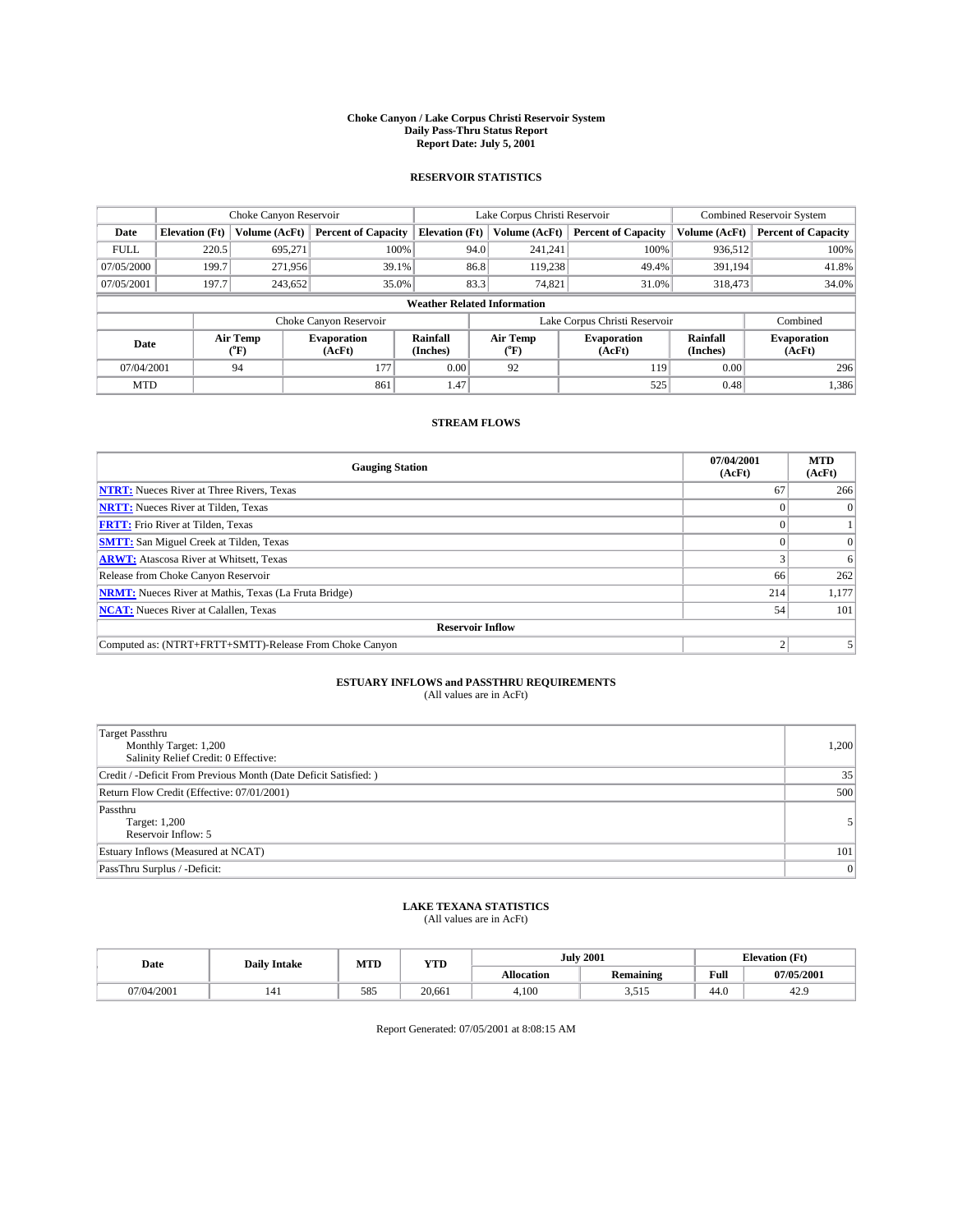# Choke Canyon / Lake Corpus Christi Reservoir System
## Daily Pass-Thru Status Report
### Report Date: July 5, 2001

## RESERVOIR STATISTICS

| | Choke Canyon Reservoir | | | Lake Corpus Christi Reservoir | | | Combined Reservoir System | |
|---|---|---|---|---|---|---|---|---|
| Date | Elevation (Ft) | Volume (AcFt) | Percent of Capacity | Elevation (Ft) | Volume (AcFt) | Percent of Capacity | Volume (AcFt) | Percent of Capacity |
| FULL | 220.5 | 695,271 | 100% | 94.0 | 241,241 | 100% | 936,512 | 100% |
| 07/05/2000 | 199.7 | 271,956 | 39.1% | 86.8 | 119,238 | 49.4% | 391,194 | 41.8% |
| 07/05/2001 | 197.7 | 243,652 | 35.0% | 83.3 | 74,821 | 31.0% | 318,473 | 34.0% |

**Weather Related Information**

| | Choke Canyon Reservoir | | | Lake Corpus Christi Reservoir | | | Combined |
|---|---|---|---|---|---|---|---|
| Date | Air Temp (°F) | Evaporation (AcFt) | Rainfall (Inches) | Air Temp (°F) | Evaporation (AcFt) | Rainfall (Inches) | Evaporation (AcFt) |
| 07/04/2001 | 94 | 177 | 0.00 | 92 | 119 | 0.00 | 296 |
| MTD | | 861 | 1.47 | | 525 | 0.48 | 1,386 |

## STREAM FLOWS

| Gauging Station | 07/04/2001 (AcFt) | MTD (AcFt) |
|---|---|---|
| NTRT: Nueces River at Three Rivers, Texas | 67 | 266 |
| NRTT: Nueces River at Tilden, Texas | 0 | 0 |
| FRTT: Frio River at Tilden, Texas | 0 | 1 |
| SMTT: San Miguel Creek at Tilden, Texas | 0 | 0 |
| ARWT: Atascosa River at Whitsett, Texas | 3 | 6 |
| Release from Choke Canyon Reservoir | 66 | 262 |
| NRMT: Nueces River at Mathis, Texas (La Fruta Bridge) | 214 | 1,177 |
| NCAT: Nueces River at Calallen, Texas | 54 | 101 |
| **Reservoir Inflow** | | |
| Computed as: (NTRT+FRTT+SMTT)-Release From Choke Canyon | 2 | 5 |

## ESTUARY INFLOWS and PASSTHRU REQUIREMENTS
(All values are in AcFt)

| | |
|---|---|
| Target Passthru<br>Monthly Target: 1,200<br>Salinity Relief Credit: 0 Effective: | 1,200 |
| Credit / -Deficit From Previous Month (Date Deficit Satisfied: ) | 35 |
| Return Flow Credit (Effective: 07/01/2001) | 500 |
| Passthru<br>Target: 1,200<br>Reservoir Inflow: 5 | 5 |
| Estuary Inflows (Measured at NCAT) | 101 |
| PassThru Surplus / -Deficit: | 0 |

## LAKE TEXANA STATISTICS
(All values are in AcFt)

| Date | Daily Intake | MTD | YTD | July 2001 | | Elevation (Ft) | |
|---|---|---|---|---|---|---|---|
| | | | | Allocation | Remaining | Full | 07/05/2001 |
| 07/04/2001 | 141 | 585 | 20,661 | 4,100 | 3,515 | 44.0 | 42.9 |

Report Generated: 07/05/2001 at 8:08:15 AM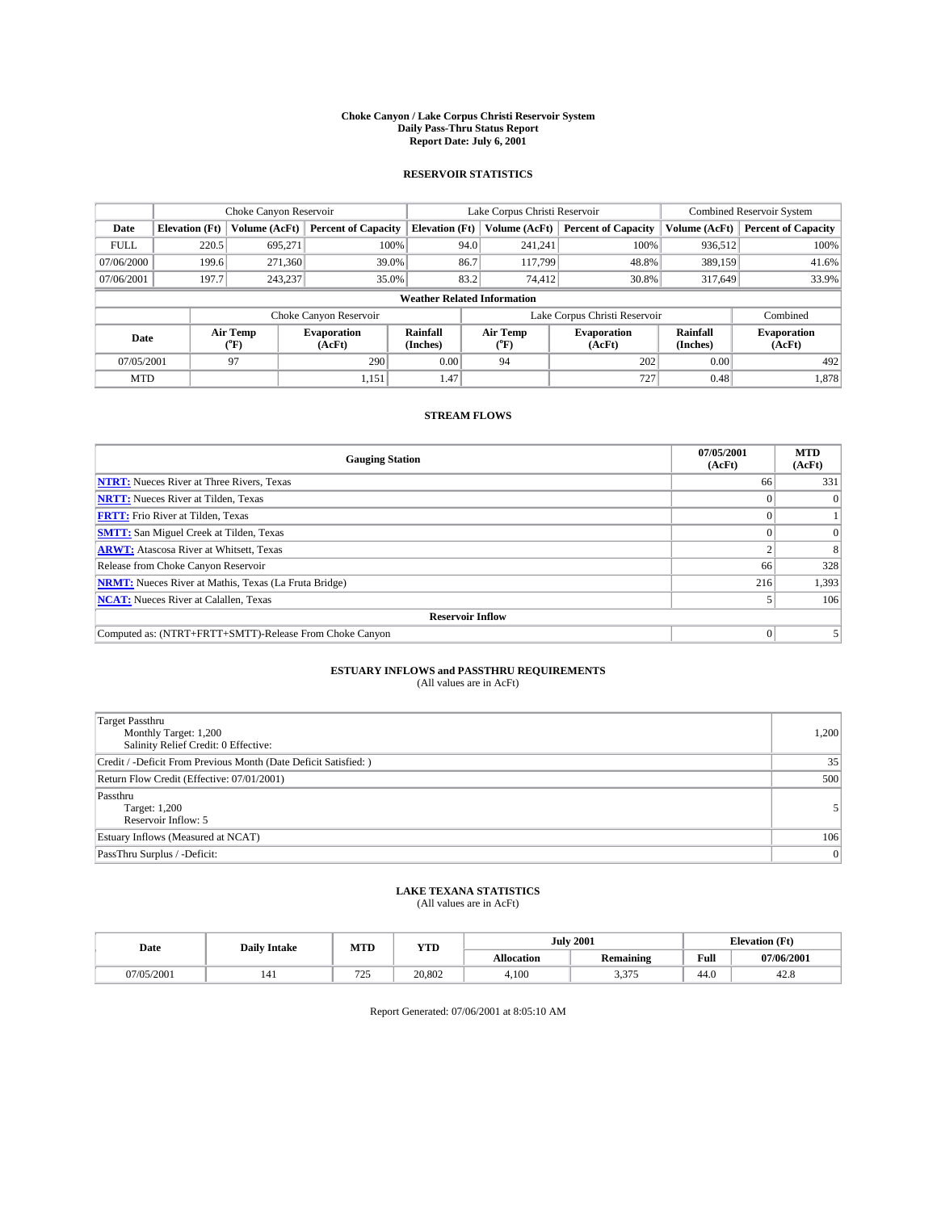# Choke Canyon / Lake Corpus Christi Reservoir System
## Daily Pass-Thru Status Report
### Report Date: July 6, 2001

## RESERVOIR STATISTICS

| | Choke Canyon Reservoir | | | Lake Corpus Christi Reservoir | | | Combined Reservoir System | |
|---|---|---|---|---|---|---|---|---|
| Date | Elevation (Ft) | Volume (AcFt) | Percent of Capacity | Elevation (Ft) | Volume (AcFt) | Percent of Capacity | Volume (AcFt) | Percent of Capacity |
| FULL | 220.5 | 695,271 | 100% | 94.0 | 241,241 | 100% | 936,512 | 100% |
| 07/06/2000 | 199.6 | 271,360 | 39.0% | 86.7 | 117,799 | 48.8% | 389,159 | 41.6% |
| 07/06/2001 | 197.7 | 243,237 | 35.0% | 83.2 | 74,412 | 30.8% | 317,649 | 33.9% |

**Weather Related Information**

| | Choke Canyon Reservoir | | | Lake Corpus Christi Reservoir | | | Combined |
|---|---|---|---|---|---|---|---|
| Date | Air Temp (°F) | Evaporation (AcFt) | Rainfall (Inches) | Air Temp (°F) | Evaporation (AcFt) | Rainfall (Inches) | Evaporation (AcFt) |
| 07/05/2001 | 97 | 290 | 0.00 | 94 | 202 | 0.00 | 492 |
| MTD | | 1,151 | 1.47 | | 727 | 0.48 | 1,878 |

## STREAM FLOWS

| Gauging Station | 07/05/2001 (AcFt) | MTD (AcFt) |
|---|---|---|
| NTRT: Nueces River at Three Rivers, Texas | 66 | 331 |
| NRTT: Nueces River at Tilden, Texas | 0 | 0 |
| FRTT: Frio River at Tilden, Texas | 0 | 1 |
| SMTT: San Miguel Creek at Tilden, Texas | 0 | 0 |
| ARWT: Atascosa River at Whitsett, Texas | 2 | 8 |
| Release from Choke Canyon Reservoir | 66 | 328 |
| NRMT: Nueces River at Mathis, Texas (La Fruta Bridge) | 216 | 1,393 |
| NCAT: Nueces River at Calallen, Texas | 5 | 106 |
| **Reservoir Inflow** | | |
| Computed as: (NTRT+FRTT+SMTT)-Release From Choke Canyon | 0 | 5 |

## ESTUARY INFLOWS and PASSTHRU REQUIREMENTS
(All values are in AcFt)

| | |
|---|---|
| Target Passthru<br>Monthly Target: 1,200<br>Salinity Relief Credit: 0 Effective: | 1,200 |
| Credit / -Deficit From Previous Month (Date Deficit Satisfied: ) | 35 |
| Return Flow Credit (Effective: 07/01/2001) | 500 |
| Passthru<br>Target: 1,200<br>Reservoir Inflow: 5 | 5 |
| Estuary Inflows (Measured at NCAT) | 106 |
| PassThru Surplus / -Deficit: | 0 |

## LAKE TEXANA STATISTICS
(All values are in AcFt)

| Date | Daily Intake | MTD | YTD | July 2001 | | Elevation (Ft) | |
|---|---|---|---|---|---|---|---|
| | | | | Allocation | Remaining | Full | 07/06/2001 |
| 07/05/2001 | 141 | 725 | 20,802 | 4,100 | 3,375 | 44.0 | 42.8 |

Report Generated: 07/06/2001 at 8:05:10 AM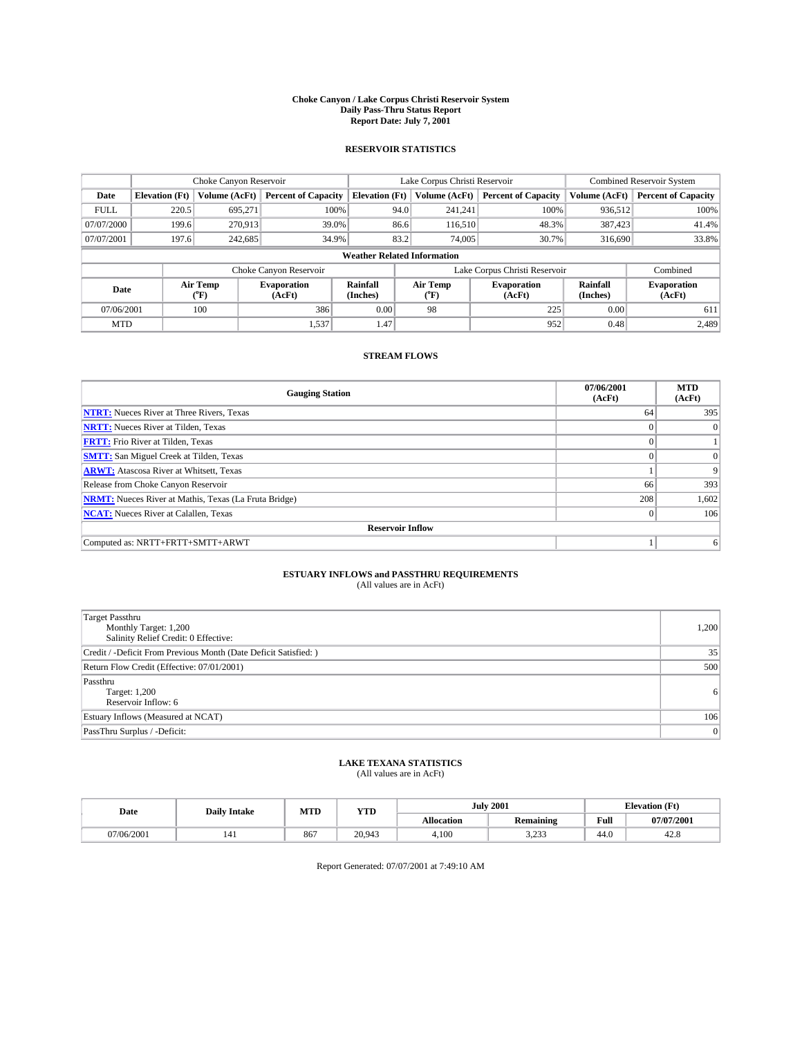**Choke Canyon / Lake Corpus Christi Reservoir System**
**Daily Pass-Thru Status Report**
**Report Date: July 7, 2001**

## RESERVOIR STATISTICS

| | Choke Canyon Reservoir | | | Lake Corpus Christi Reservoir | | | Combined Reservoir System | |
|---|---|---|---|---|---|---|---|---|
| Date | Elevation (Ft) | Volume (AcFt) | Percent of Capacity | Elevation (Ft) | Volume (AcFt) | Percent of Capacity | Volume (AcFt) | Percent of Capacity |
| FULL | 220.5 | 695,271 | 100% | 94.0 | 241,241 | 100% | 936,512 | 100% |
| 07/07/2000 | 199.6 | 270,913 | 39.0% | 86.6 | 116,510 | 48.3% | 387,423 | 41.4% |
| 07/07/2001 | 197.6 | 242,685 | 34.9% | 83.2 | 74,005 | 30.7% | 316,690 | 33.8% |

**Weather Related Information**

| | Choke Canyon Reservoir | | | Lake Corpus Christi Reservoir | | | Combined |
|---|---|---|---|---|---|---|---|
| Date | Air Temp (°F) | Evaporation (AcFt) | Rainfall (Inches) | Air Temp (°F) | Evaporation (AcFt) | Rainfall (Inches) | Evaporation (AcFt) |
| 07/06/2001 | 100 | 386 | 0.00 | 98 | 225 | 0.00 | 611 |
| MTD | | 1,537 | 1.47 | | 952 | 0.48 | 2,489 |

## STREAM FLOWS

| Gauging Station | 07/06/2001 (AcFt) | MTD (AcFt) |
|---|---|---|
| NTRT: Nueces River at Three Rivers, Texas | 64 | 395 |
| NRTT: Nueces River at Tilden, Texas | 0 | 0 |
| FRTT: Frio River at Tilden, Texas | 0 | 1 |
| SMTT: San Miguel Creek at Tilden, Texas | 0 | 0 |
| ARWT: Atascosa River at Whitsett, Texas | 1 | 9 |
| Release from Choke Canyon Reservoir | 66 | 393 |
| NRMT: Nueces River at Mathis, Texas (La Fruta Bridge) | 208 | 1,602 |
| NCAT: Nueces River at Calallen, Texas | 0 | 106 |
| **Reservoir Inflow** | | |
| Computed as: NRTT+FRTT+SMTT+ARWT | 1 | 6 |

## ESTUARY INFLOWS and PASSTHRU REQUIREMENTS
(All values are in AcFt)

| | |
|---|---|
| Target Passthru<br>Monthly Target: 1,200<br>Salinity Relief Credit: 0 Effective: | 1,200 |
| Credit / -Deficit From Previous Month (Date Deficit Satisfied: ) | 35 |
| Return Flow Credit (Effective: 07/01/2001) | 500 |
| Passthru<br>Target: 1,200<br>Reservoir Inflow: 6 | 6 |
| Estuary Inflows (Measured at NCAT) | 106 |
| PassThru Surplus / -Deficit: | 0 |

## LAKE TEXANA STATISTICS
(All values are in AcFt)

| Date | Daily Intake | MTD | YTD | July 2001 | | Elevation (Ft) | |
|---|---|---|---|---|---|---|---|
| | | | | Allocation | Remaining | Full | 07/07/2001 |
| 07/06/2001 | 141 | 867 | 20,943 | 4,100 | 3,233 | 44.0 | 42.8 |

Report Generated: 07/07/2001 at 7:49:10 AM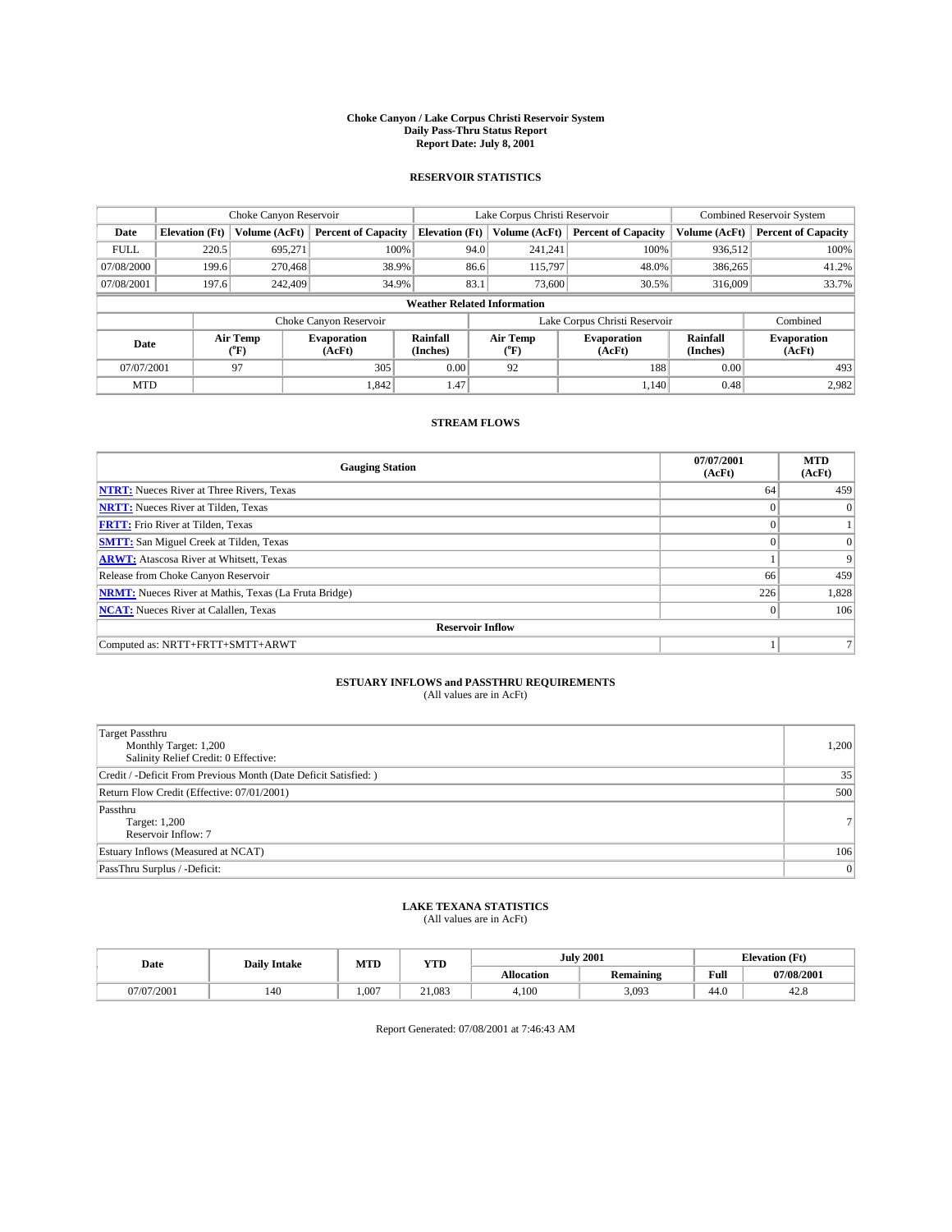# Choke Canyon / Lake Corpus Christi Reservoir System
## Daily Pass-Thru Status Report
## Report Date: July 8, 2001

### RESERVOIR STATISTICS

| | Choke Canyon Reservoir | | | Lake Corpus Christi Reservoir | | | Combined Reservoir System | |
|---|---|---|---|---|---|---|---|---|
| Date | Elevation (Ft) | Volume (AcFt) | Percent of Capacity | Elevation (Ft) | Volume (AcFt) | Percent of Capacity | Volume (AcFt) | Percent of Capacity |
| FULL | 220.5 | 695,271 | 100% | 94.0 | 241,241 | 100% | 936,512 | 100% |
| 07/08/2000 | 199.6 | 270,468 | 38.9% | 86.6 | 115,797 | 48.0% | 386,265 | 41.2% |
| 07/08/2001 | 197.6 | 242,409 | 34.9% | 83.1 | 73,600 | 30.5% | 316,009 | 33.7% |

**Weather Related Information**

| | Choke Canyon Reservoir | | | Lake Corpus Christi Reservoir | | | Combined |
|---|---|---|---|---|---|---|---|
| Date | Air Temp (°F) | Evaporation (AcFt) | Rainfall (Inches) | Air Temp (°F) | Evaporation (AcFt) | Rainfall (Inches) | Evaporation (AcFt) |
| 07/07/2001 | 97 | 305 | 0.00 | 92 | 188 | 0.00 | 493 |
| MTD | | 1,842 | 1.47 | | 1,140 | 0.48 | 2,982 |

### STREAM FLOWS

| Gauging Station | 07/07/2001 (AcFt) | MTD (AcFt) |
|---|---|---|
| **NTRT:** Nueces River at Three Rivers, Texas | 64 | 459 |
| **NRTT:** Nueces River at Tilden, Texas | 0 | 0 |
| **FRTT:** Frio River at Tilden, Texas | 0 | 1 |
| **SMTT:** San Miguel Creek at Tilden, Texas | 0 | 0 |
| **ARWT:** Atascosa River at Whitsett, Texas | 1 | 9 |
| Release from Choke Canyon Reservoir | 66 | 459 |
| **NRMT:** Nueces River at Mathis, Texas (La Fruta Bridge) | 226 | 1,828 |
| **NCAT:** Nueces River at Calallen, Texas | 0 | 106 |
| **Reservoir Inflow** | | |
| Computed as: NRTT+FRTT+SMTT+ARWT | 1 | 7 |

### ESTUARY INFLOWS and PASSTHRU REQUIREMENTS
(All values are in AcFt)

| | |
|---|---|
| Target Passthru<br>Monthly Target: 1,200<br>Salinity Relief Credit: 0 Effective: | 1,200 |
| Credit / -Deficit From Previous Month (Date Deficit Satisfied: ) | 35 |
| Return Flow Credit (Effective: 07/01/2001) | 500 |
| Passthru<br>Target: 1,200<br>Reservoir Inflow: 7 | 7 |
| Estuary Inflows (Measured at NCAT) | 106 |
| PassThru Surplus / -Deficit: | 0 |

### LAKE TEXANA STATISTICS
(All values are in AcFt)

| Date | Daily Intake | MTD | YTD | July 2001 | | Elevation (Ft) | |
|---|---|---|---|---|---|---|---|
| | | | | Allocation | Remaining | Full | 07/08/2001 |
| 07/07/2001 | 140 | 1,007 | 21,083 | 4,100 | 3,093 | 44.0 | 42.8 |

Report Generated: 07/08/2001 at 7:46:43 AM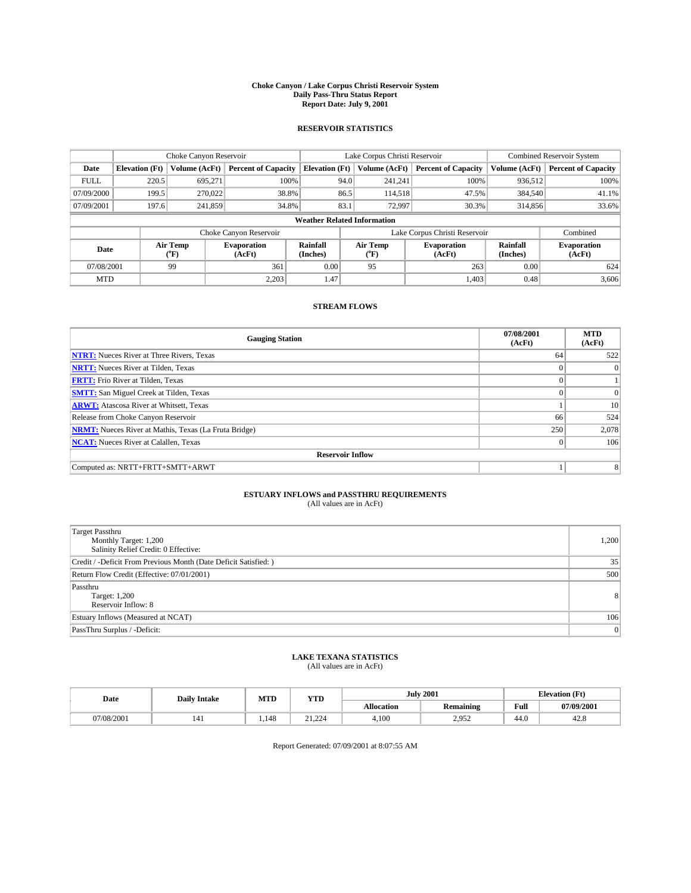# Choke Canyon / Lake Corpus Christi Reservoir System
## Daily Pass-Thru Status Report
### Report Date: July 9, 2001

## RESERVOIR STATISTICS

| | Choke Canyon Reservoir | | | Lake Corpus Christi Reservoir | | | Combined Reservoir System | |
|---|---|---|---|---|---|---|---|---|
| Date | Elevation (Ft) | Volume (AcFt) | Percent of Capacity | Elevation (Ft) | Volume (AcFt) | Percent of Capacity | Volume (AcFt) | Percent of Capacity |
| FULL | 220.5 | 695,271 | 100% | 94.0 | 241,241 | 100% | 936,512 | 100% |
| 07/09/2000 | 199.5 | 270,022 | 38.8% | 86.5 | 114,518 | 47.5% | 384,540 | 41.1% |
| 07/09/2001 | 197.6 | 241,859 | 34.8% | 83.1 | 72,997 | 30.3% | 314,856 | 33.6% |

**Weather Related Information**

| | Choke Canyon Reservoir | | | Lake Corpus Christi Reservoir | | | Combined |
|---|---|---|---|---|---|---|---|
| Date | Air Temp (°F) | Evaporation (AcFt) | Rainfall (Inches) | Air Temp (°F) | Evaporation (AcFt) | Rainfall (Inches) | Evaporation (AcFt) |
| 07/08/2001 | 99 | 361 | 0.00 | 95 | 263 | 0.00 | 624 |
| MTD | | 2,203 | 1.47 | | 1,403 | 0.48 | 3,606 |

## STREAM FLOWS

| Gauging Station | 07/08/2001 (AcFt) | MTD (AcFt) |
|---|---|---|
| **NTRT:** Nueces River at Three Rivers, Texas | 64 | 522 |
| **NRTT:** Nueces River at Tilden, Texas | 0 | 0 |
| **FRTT:** Frio River at Tilden, Texas | 0 | 1 |
| **SMTT:** San Miguel Creek at Tilden, Texas | 0 | 0 |
| **ARWT:** Atascosa River at Whitsett, Texas | 1 | 10 |
| Release from Choke Canyon Reservoir | 66 | 524 |
| **NRMT:** Nueces River at Mathis, Texas (La Fruta Bridge) | 250 | 2,078 |
| **NCAT:** Nueces River at Calallen, Texas | 0 | 106 |
| **Reservoir Inflow** | | |
| Computed as: NRTT+FRTT+SMTT+ARWT | 1 | 8 |

## ESTUARY INFLOWS and PASSTHRU REQUIREMENTS
(All values are in AcFt)

| | |
|---|---|
| Target Passthru<br>Monthly Target: 1,200<br>Salinity Relief Credit: 0 Effective: | 1,200 |
| Credit / -Deficit From Previous Month (Date Deficit Satisfied: ) | 35 |
| Return Flow Credit (Effective: 07/01/2001) | 500 |
| Passthru<br>Target: 1,200<br>Reservoir Inflow: 8 | 8 |
| Estuary Inflows (Measured at NCAT) | 106 |
| PassThru Surplus / -Deficit: | 0 |

## LAKE TEXANA STATISTICS
(All values are in AcFt)

| Date | Daily Intake | MTD | YTD | July 2001 | | Elevation (Ft) | |
|---|---|---|---|---|---|---|---|
| | | | | Allocation | Remaining | Full | 07/09/2001 |
| 07/08/2001 | 141 | 1,148 | 21,224 | 4,100 | 2,952 | 44.0 | 42.8 |

Report Generated: 07/09/2001 at 8:07:55 AM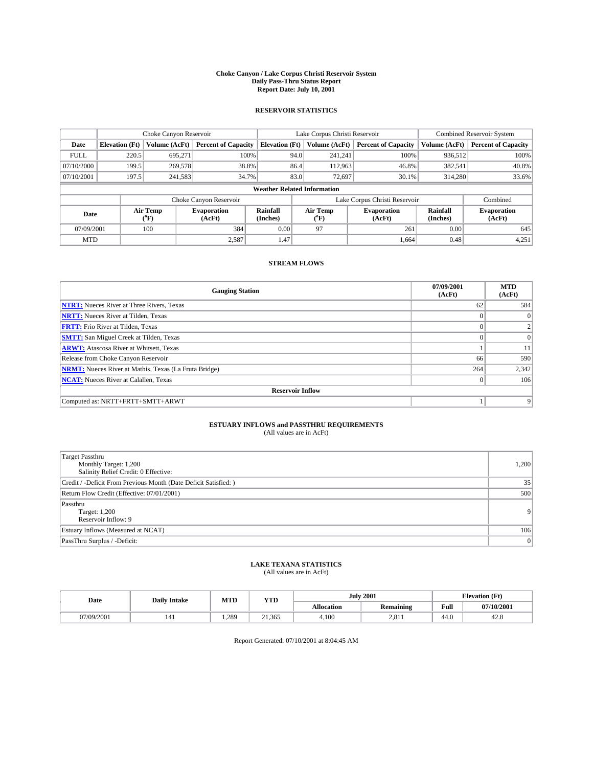# Choke Canyon / Lake Corpus Christi Reservoir System
## Daily Pass-Thru Status Report
## Report Date: July 10, 2001

### RESERVOIR STATISTICS

| | Choke Canyon Reservoir | | | Lake Corpus Christi Reservoir | | | Combined Reservoir System | |
|---|---|---|---|---|---|---|---|---|
| Date | Elevation (Ft) | Volume (AcFt) | Percent of Capacity | Elevation (Ft) | Volume (AcFt) | Percent of Capacity | Volume (AcFt) | Percent of Capacity |
| FULL | 220.5 | 695,271 | 100% | 94.0 | 241,241 | 100% | 936,512 | 100% |
| 07/10/2000 | 199.5 | 269,578 | 38.8% | 86.4 | 112,963 | 46.8% | 382,541 | 40.8% |
| 07/10/2001 | 197.5 | 241,583 | 34.7% | 83.0 | 72,697 | 30.1% | 314,280 | 33.6% |

**Weather Related Information**

| | Choke Canyon Reservoir | | | Lake Corpus Christi Reservoir | | | Combined |
|---|---|---|---|---|---|---|---|
| Date | Air Temp (°F) | Evaporation (AcFt) | Rainfall (Inches) | Air Temp (°F) | Evaporation (AcFt) | Rainfall (Inches) | Evaporation (AcFt) |
| 07/09/2001 | 100 | 384 | 0.00 | 97 | 261 | 0.00 | 645 |
| MTD | | 2,587 | 1.47 | | 1,664 | 0.48 | 4,251 |

### STREAM FLOWS

| Gauging Station | 07/09/2001 (AcFt) | MTD (AcFt) |
|---|---|---|
| **NTRT:** Nueces River at Three Rivers, Texas | 62 | 584 |
| **NRTT:** Nueces River at Tilden, Texas | 0 | 0 |
| **FRTT:** Frio River at Tilden, Texas | 0 | 2 |
| **SMTT:** San Miguel Creek at Tilden, Texas | 0 | 0 |
| **ARWT:** Atascosa River at Whitsett, Texas | 1 | 11 |
| Release from Choke Canyon Reservoir | 66 | 590 |
| **NRMT:** Nueces River at Mathis, Texas (La Fruta Bridge) | 264 | 2,342 |
| **NCAT:** Nueces River at Calallen, Texas | 0 | 106 |
| **Reservoir Inflow** | | |
| Computed as: NRTT+FRTT+SMTT+ARWT | 1 | 9 |

### ESTUARY INFLOWS and PASSTHRU REQUIREMENTS
(All values are in AcFt)

| | |
|---|---|
| Target Passthru<br>Monthly Target: 1,200<br>Salinity Relief Credit: 0 Effective: | 1,200 |
| Credit / -Deficit From Previous Month (Date Deficit Satisfied: ) | 35 |
| Return Flow Credit (Effective: 07/01/2001) | 500 |
| Passthru<br>Target: 1,200<br>Reservoir Inflow: 9 | 9 |
| Estuary Inflows (Measured at NCAT) | 106 |
| PassThru Surplus / -Deficit: | 0 |

### LAKE TEXANA STATISTICS
(All values are in AcFt)

| Date | Daily Intake | MTD | YTD | July 2001 | | Elevation (Ft) | |
|---|---|---|---|---|---|---|---|
| | | | | Allocation | Remaining | Full | 07/10/2001 |
| 07/09/2001 | 141 | 1,289 | 21,365 | 4,100 | 2,811 | 44.0 | 42.8 |

Report Generated: 07/10/2001 at 8:04:45 AM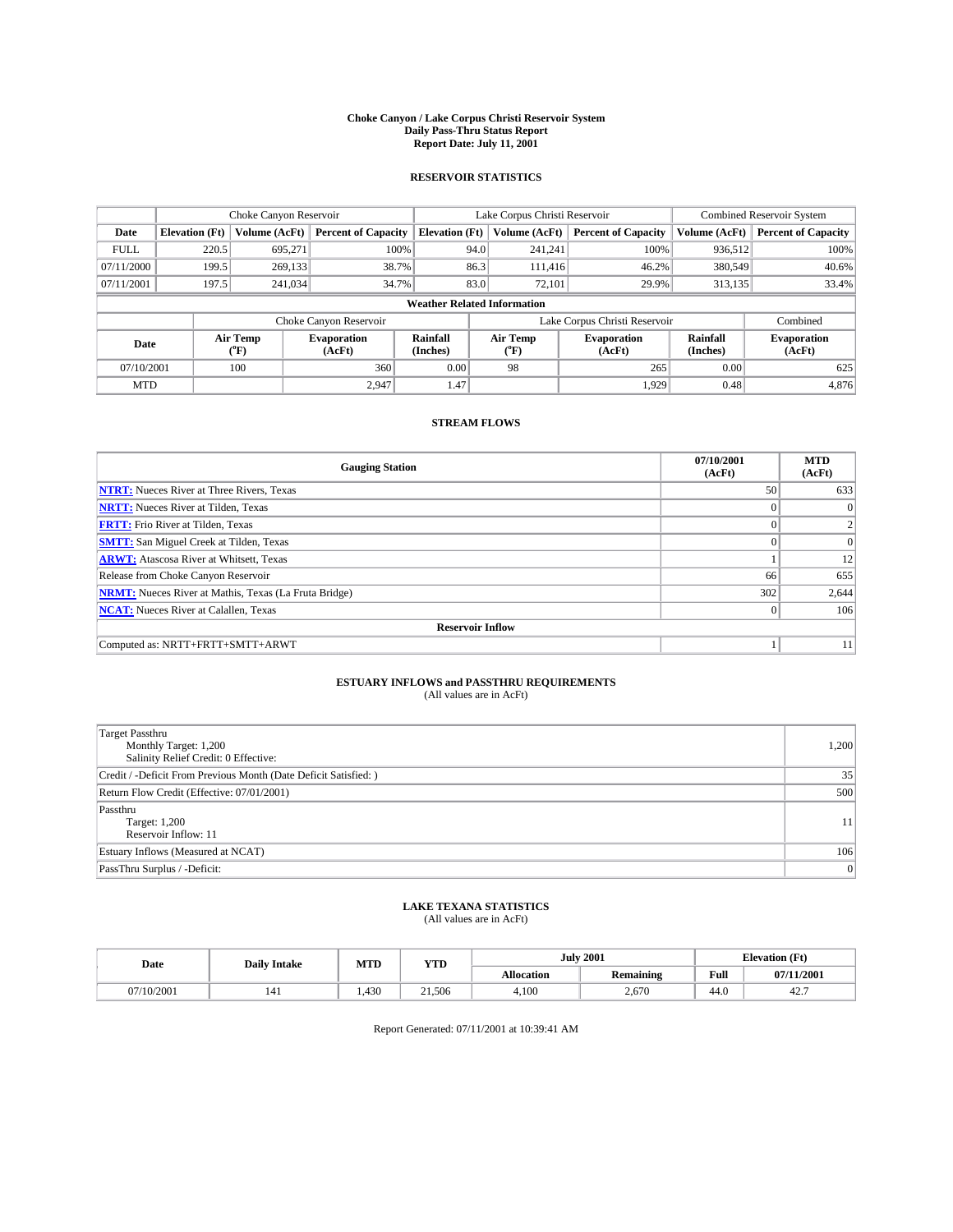# Choke Canyon / Lake Corpus Christi Reservoir System
## Daily Pass-Thru Status Report
## Report Date: July 11, 2001

### RESERVOIR STATISTICS

| | Choke Canyon Reservoir | | | Lake Corpus Christi Reservoir | | | Combined Reservoir System | |
|---|---|---|---|---|---|---|---|---|
| Date | Elevation (Ft) | Volume (AcFt) | Percent of Capacity | Elevation (Ft) | Volume (AcFt) | Percent of Capacity | Volume (AcFt) | Percent of Capacity |
| FULL | 220.5 | 695,271 | 100% | 94.0 | 241,241 | 100% | 936,512 | 100% |
| 07/11/2000 | 199.5 | 269,133 | 38.7% | 86.3 | 111,416 | 46.2% | 380,549 | 40.6% |
| 07/11/2001 | 197.5 | 241,034 | 34.7% | 83.0 | 72,101 | 29.9% | 313,135 | 33.4% |

**Weather Related Information**

| | Choke Canyon Reservoir | | | Lake Corpus Christi Reservoir | | | Combined |
|---|---|---|---|---|---|---|---|
| Date | Air Temp (°F) | Evaporation (AcFt) | Rainfall (Inches) | Air Temp (°F) | Evaporation (AcFt) | Rainfall (Inches) | Evaporation (AcFt) |
| 07/10/2001 | 100 | 360 | 0.00 | 98 | 265 | 0.00 | 625 |
| MTD | | 2,947 | 1.47 | | 1,929 | 0.48 | 4,876 |

### STREAM FLOWS

| Gauging Station | 07/10/2001 (AcFt) | MTD (AcFt) |
|---|---|---|
| **NTRT:** Nueces River at Three Rivers, Texas | 50 | 633 |
| **NRTT:** Nueces River at Tilden, Texas | 0 | 0 |
| **FRTT:** Frio River at Tilden, Texas | 0 | 2 |
| **SMTT:** San Miguel Creek at Tilden, Texas | 0 | 0 |
| **ARWT:** Atascosa River at Whitsett, Texas | 1 | 12 |
| Release from Choke Canyon Reservoir | 66 | 655 |
| **NRMT:** Nueces River at Mathis, Texas (La Fruta Bridge) | 302 | 2,644 |
| **NCAT:** Nueces River at Calallen, Texas | 0 | 106 |
| **Reservoir Inflow** | | |
| Computed as: NRTT+FRTT+SMTT+ARWT | 1 | 11 |

### ESTUARY INFLOWS and PASSTHRU REQUIREMENTS
(All values are in AcFt)

| | |
|---|---|
| Target Passthru<br>Monthly Target: 1,200<br>Salinity Relief Credit: 0 Effective: | 1,200 |
| Credit / -Deficit From Previous Month (Date Deficit Satisfied: ) | 35 |
| Return Flow Credit (Effective: 07/01/2001) | 500 |
| Passthru<br>Target: 1,200<br>Reservoir Inflow: 11 | 11 |
| Estuary Inflows (Measured at NCAT) | 106 |
| PassThru Surplus / -Deficit: | 0 |

### LAKE TEXANA STATISTICS
(All values are in AcFt)

| Date | Daily Intake | MTD | YTD | July 2001 | | Elevation (Ft) | |
|---|---|---|---|---|---|---|---|
| | | | | Allocation | Remaining | Full | 07/11/2001 |
| 07/10/2001 | 141 | 1,430 | 21,506 | 4,100 | 2,670 | 44.0 | 42.7 |

Report Generated: 07/11/2001 at 10:39:41 AM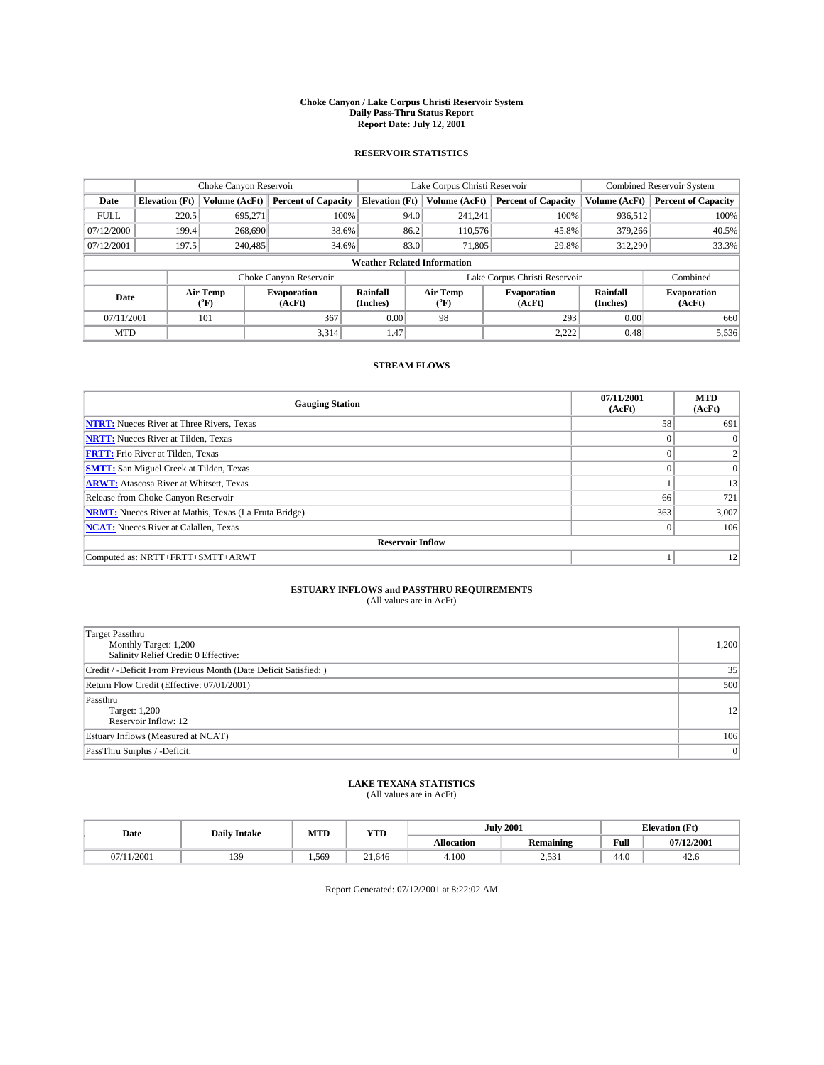**Choke Canyon / Lake Corpus Christi Reservoir System**
**Daily Pass-Thru Status Report**
**Report Date: July 12, 2001**

## RESERVOIR STATISTICS

| | Choke Canyon Reservoir | | | Lake Corpus Christi Reservoir | | | Combined Reservoir System | |
|---|---|---|---|---|---|---|---|---|
| **Date** | **Elevation (Ft)** | **Volume (AcFt)** | **Percent of Capacity** | **Elevation (Ft)** | **Volume (AcFt)** | **Percent of Capacity** | **Volume (AcFt)** | **Percent of Capacity** |
| FULL | 220.5 | 695,271 | 100% | 94.0 | 241,241 | 100% | 936,512 | 100% |
| 07/12/2000 | 199.4 | 268,690 | 38.6% | 86.2 | 110,576 | 45.8% | 379,266 | 40.5% |
| 07/12/2001 | 197.5 | 240,485 | 34.6% | 83.0 | 71,805 | 29.8% | 312,290 | 33.3% |

**Weather Related Information**

| | Choke Canyon Reservoir | | | Lake Corpus Christi Reservoir | | | Combined |
|---|---|---|---|---|---|---|---|
| **Date** | **Air Temp (°F)** | **Evaporation (AcFt)** | **Rainfall (Inches)** | **Air Temp (°F)** | **Evaporation (AcFt)** | **Rainfall (Inches)** | **Evaporation (AcFt)** |
| 07/11/2001 | 101 | 367 | 0.00 | 98 | 293 | 0.00 | 660 |
| MTD | | 3,314 | 1.47 | | 2,222 | 0.48 | 5,536 |

## STREAM FLOWS

| Gauging Station | 07/11/2001 (AcFt) | MTD (AcFt) |
|---|---|---|
| **NTRT:** Nueces River at Three Rivers, Texas | 58 | 691 |
| **NRTT:** Nueces River at Tilden, Texas | 0 | 0 |
| **FRTT:** Frio River at Tilden, Texas | 0 | 2 |
| **SMTT:** San Miguel Creek at Tilden, Texas | 0 | 0 |
| **ARWT:** Atascosa River at Whitsett, Texas | 1 | 13 |
| Release from Choke Canyon Reservoir | 66 | 721 |
| **NRMT:** Nueces River at Mathis, Texas (La Fruta Bridge) | 363 | 3,007 |
| **NCAT:** Nueces River at Calallen, Texas | 0 | 106 |
| **Reservoir Inflow** | | |
| Computed as: NRTT+FRTT+SMTT+ARWT | 1 | 12 |

## ESTUARY INFLOWS and PASSTHRU REQUIREMENTS
(All values are in AcFt)

| | |
|---|---|
| Target Passthru<br>Monthly Target: 1,200<br>Salinity Relief Credit: 0 Effective: | 1,200 |
| Credit / -Deficit From Previous Month (Date Deficit Satisfied: ) | 35 |
| Return Flow Credit (Effective: 07/01/2001) | 500 |
| Passthru<br>Target: 1,200<br>Reservoir Inflow: 12 | 12 |
| Estuary Inflows (Measured at NCAT) | 106 |
| PassThru Surplus / -Deficit: | 0 |

## LAKE TEXANA STATISTICS
(All values are in AcFt)

| Date | Daily Intake | MTD | YTD | July 2001 | | Elevation (Ft) | |
|---|---|---|---|---|---|---|---|
| | | | | **Allocation** | **Remaining** | **Full** | **07/12/2001** |
| 07/11/2001 | 139 | 1,569 | 21,646 | 4,100 | 2,531 | 44.0 | 42.6 |

Report Generated: 07/12/2001 at 8:22:02 AM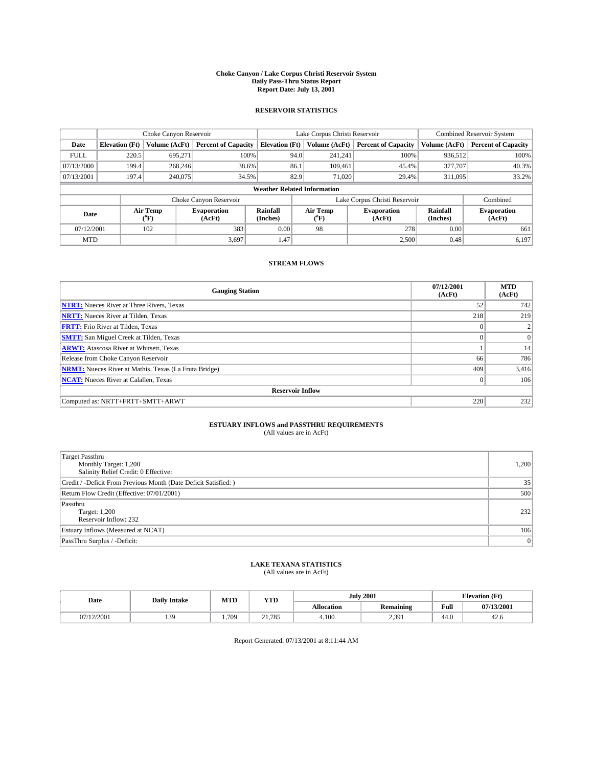# Choke Canyon / Lake Corpus Christi Reservoir System
## Daily Pass-Thru Status Report
## Report Date: July 13, 2001

### RESERVOIR STATISTICS

| | Choke Canyon Reservoir | | | Lake Corpus Christi Reservoir | | | Combined Reservoir System | |
|---|---|---|---|---|---|---|---|---|
| Date | Elevation (Ft) | Volume (AcFt) | Percent of Capacity | Elevation (Ft) | Volume (AcFt) | Percent of Capacity | Volume (AcFt) | Percent of Capacity |
| FULL | 220.5 | 695,271 | 100% | 94.0 | 241,241 | 100% | 936,512 | 100% |
| 07/13/2000 | 199.4 | 268,246 | 38.6% | 86.1 | 109,461 | 45.4% | 377,707 | 40.3% |
| 07/13/2001 | 197.4 | 240,075 | 34.5% | 82.9 | 71,020 | 29.4% | 311,095 | 33.2% |

**Weather Related Information**

| | Choke Canyon Reservoir | | | Lake Corpus Christi Reservoir | | | Combined |
|---|---|---|---|---|---|---|---|
| Date | Air Temp (°F) | Evaporation (AcFt) | Rainfall (Inches) | Air Temp (°F) | Evaporation (AcFt) | Rainfall (Inches) | Evaporation (AcFt) |
| 07/12/2001 | 102 | 383 | 0.00 | 98 | 278 | 0.00 | 661 |
| MTD | | 3,697 | 1.47 | | 2,500 | 0.48 | 6,197 |

### STREAM FLOWS

| Gauging Station | 07/12/2001 (AcFt) | MTD (AcFt) |
|---|---|---|
| NTRT: Nueces River at Three Rivers, Texas | 52 | 742 |
| NRTT: Nueces River at Tilden, Texas | 218 | 219 |
| FRTT: Frio River at Tilden, Texas | 0 | 2 |
| SMTT: San Miguel Creek at Tilden, Texas | 0 | 0 |
| ARWT: Atascosa River at Whitsett, Texas | 1 | 14 |
| Release from Choke Canyon Reservoir | 66 | 786 |
| NRMT: Nueces River at Mathis, Texas (La Fruta Bridge) | 409 | 3,416 |
| NCAT: Nueces River at Calallen, Texas | 0 | 106 |
| **Reservoir Inflow** | | |
| Computed as: NRTT+FRTT+SMTT+ARWT | 220 | 232 |

### ESTUARY INFLOWS and PASSTHRU REQUIREMENTS
(All values are in AcFt)

| | |
|---|---|
| Target Passthru<br>Monthly Target: 1,200<br>Salinity Relief Credit: 0 Effective: | 1,200 |
| Credit / -Deficit From Previous Month (Date Deficit Satisfied: ) | 35 |
| Return Flow Credit (Effective: 07/01/2001) | 500 |
| Passthru<br>Target: 1,200<br>Reservoir Inflow: 232 | 232 |
| Estuary Inflows (Measured at NCAT) | 106 |
| PassThru Surplus / -Deficit: | 0 |

### LAKE TEXANA STATISTICS
(All values are in AcFt)

| Date | Daily Intake | MTD | YTD | July 2001 | | Elevation (Ft) | |
|---|---|---|---|---|---|---|---|
| | | | | Allocation | Remaining | Full | 07/13/2001 |
| 07/12/2001 | 139 | 1,709 | 21,785 | 4,100 | 2,391 | 44.0 | 42.6 |

Report Generated: 07/13/2001 at 8:11:44 AM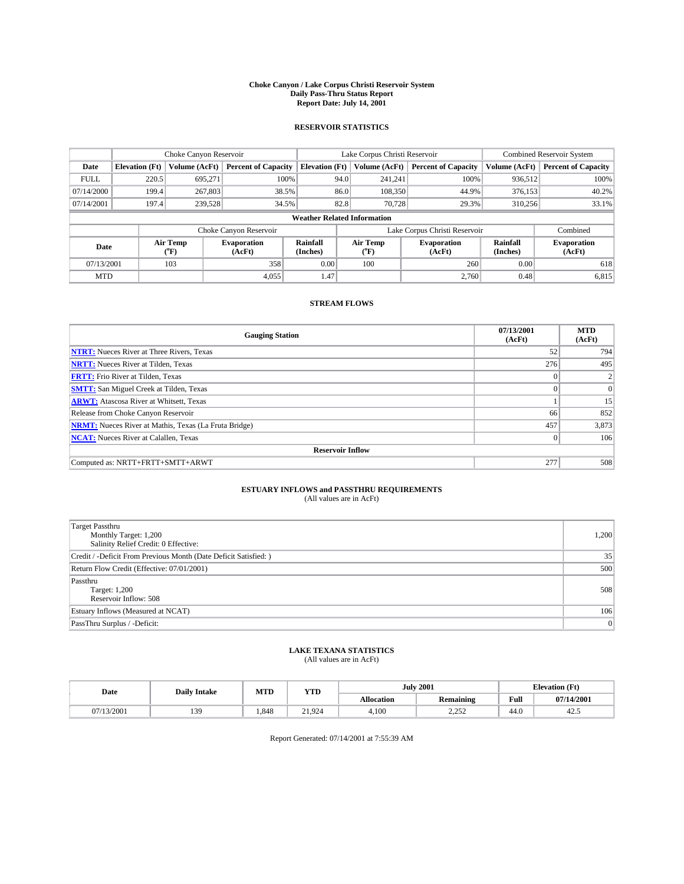# Choke Canyon / Lake Corpus Christi Reservoir System
## Daily Pass-Thru Status Report
## Report Date: July 14, 2001

### RESERVOIR STATISTICS

| | Choke Canyon Reservoir | | | Lake Corpus Christi Reservoir | | | Combined Reservoir System | |
|---|---|---|---|---|---|---|---|---|
| **Date** | **Elevation (Ft)** | **Volume (AcFt)** | **Percent of Capacity** | **Elevation (Ft)** | **Volume (AcFt)** | **Percent of Capacity** | **Volume (AcFt)** | **Percent of Capacity** |
| FULL | 220.5 | 695,271 | 100% | 94.0 | 241,241 | 100% | 936,512 | 100% |
| 07/14/2000 | 199.4 | 267,803 | 38.5% | 86.0 | 108,350 | 44.9% | 376,153 | 40.2% |
| 07/14/2001 | 197.4 | 239,528 | 34.5% | 82.8 | 70,728 | 29.3% | 310,256 | 33.1% |

**Weather Related Information**

| | Choke Canyon Reservoir | | | Lake Corpus Christi Reservoir | | | Combined |
|---|---|---|---|---|---|---|---|
| **Date** | **Air Temp (°F)** | **Evaporation (AcFt)** | **Rainfall (Inches)** | **Air Temp (°F)** | **Evaporation (AcFt)** | **Rainfall (Inches)** | **Evaporation (AcFt)** |
| 07/13/2001 | 103 | 358 | 0.00 | 100 | 260 | 0.00 | 618 |
| MTD | | 4,055 | 1.47 | | 2,760 | 0.48 | 6,815 |

### STREAM FLOWS

| Gauging Station | 07/13/2001 (AcFt) | MTD (AcFt) |
|---|---|---|
| **NTRT:** Nueces River at Three Rivers, Texas | 52 | 794 |
| **NRTT:** Nueces River at Tilden, Texas | 276 | 495 |
| **FRTT:** Frio River at Tilden, Texas | 0 | 2 |
| **SMTT:** San Miguel Creek at Tilden, Texas | 0 | 0 |
| **ARWT:** Atascosa River at Whitsett, Texas | 1 | 15 |
| Release from Choke Canyon Reservoir | 66 | 852 |
| **NRMT:** Nueces River at Mathis, Texas (La Fruta Bridge) | 457 | 3,873 |
| **NCAT:** Nueces River at Calallen, Texas | 0 | 106 |
| **Reservoir Inflow** | | |
| Computed as: NRTT+FRTT+SMTT+ARWT | 277 | 508 |

### ESTUARY INFLOWS and PASSTHRU REQUIREMENTS
(All values are in AcFt)

| | |
|---|---|
| Target Passthru<br>Monthly Target: 1,200<br>Salinity Relief Credit: 0 Effective: | 1,200 |
| Credit / -Deficit From Previous Month (Date Deficit Satisfied: ) | 35 |
| Return Flow Credit (Effective: 07/01/2001) | 500 |
| Passthru<br>Target: 1,200<br>Reservoir Inflow: 508 | 508 |
| Estuary Inflows (Measured at NCAT) | 106 |
| PassThru Surplus / -Deficit: | 0 |

### LAKE TEXANA STATISTICS
(All values are in AcFt)

| Date | Daily Intake | MTD | YTD | July 2001 | | Elevation (Ft) | |
|---|---|---|---|---|---|---|---|
| | | | | **Allocation** | **Remaining** | **Full** | **07/14/2001** |
| 07/13/2001 | 139 | 1,848 | 21,924 | 4,100 | 2,252 | 44.0 | 42.5 |

Report Generated: 07/14/2001 at 7:55:39 AM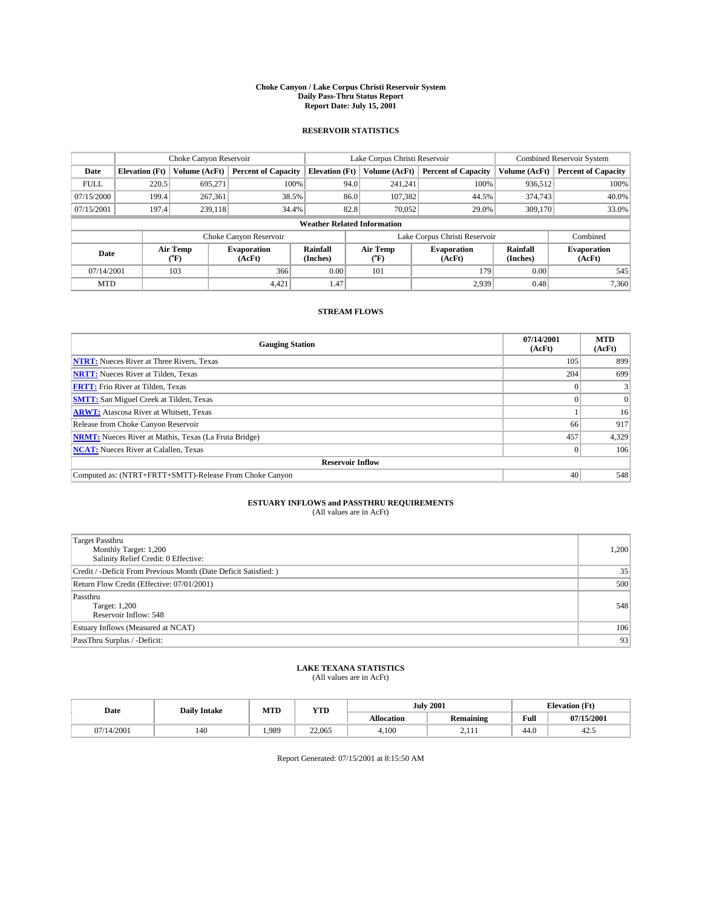# Choke Canyon / Lake Corpus Christi Reservoir System
## Daily Pass-Thru Status Report
### Report Date: July 15, 2001

## RESERVOIR STATISTICS

| | Choke Canyon Reservoir | | | Lake Corpus Christi Reservoir | | | Combined Reservoir System | |
|---|---|---|---|---|---|---|---|---|
| Date | Elevation (Ft) | Volume (AcFt) | Percent of Capacity | Elevation (Ft) | Volume (AcFt) | Percent of Capacity | Volume (AcFt) | Percent of Capacity |
| FULL | 220.5 | 695,271 | 100% | 94.0 | 241,241 | 100% | 936,512 | 100% |
| 07/15/2000 | 199.4 | 267,361 | 38.5% | 86.0 | 107,382 | 44.5% | 374,743 | 40.0% |
| 07/15/2001 | 197.4 | 239,118 | 34.4% | 82.8 | 70,052 | 29.0% | 309,170 | 33.0% |

**Weather Related Information**

| | Choke Canyon Reservoir | | | Lake Corpus Christi Reservoir | | | Combined |
|---|---|---|---|---|---|---|---|
| Date | Air Temp (°F) | Evaporation (AcFt) | Rainfall (Inches) | Air Temp (°F) | Evaporation (AcFt) | Rainfall (Inches) | Evaporation (AcFt) |
| 07/14/2001 | 103 | 366 | 0.00 | 101 | 179 | 0.00 | 545 |
| MTD | | 4,421 | 1.47 | | 2,939 | 0.48 | 7,360 |

## STREAM FLOWS

| Gauging Station | 07/14/2001 (AcFt) | MTD (AcFt) |
|---|---|---|
| NTRT: Nueces River at Three Rivers, Texas | 105 | 899 |
| NRTT: Nueces River at Tilden, Texas | 204 | 699 |
| FRTT: Frio River at Tilden, Texas | 0 | 3 |
| SMTT: San Miguel Creek at Tilden, Texas | 0 | 0 |
| ARWT: Atascosa River at Whitsett, Texas | 1 | 16 |
| Release from Choke Canyon Reservoir | 66 | 917 |
| NRMT: Nueces River at Mathis, Texas (La Fruta Bridge) | 457 | 4,329 |
| NCAT: Nueces River at Calallen, Texas | 0 | 106 |
| **Reservoir Inflow** | | |
| Computed as: (NTRT+FRTT+SMTT)-Release From Choke Canyon | 40 | 548 |

## ESTUARY INFLOWS and PASSTHRU REQUIREMENTS
(All values are in AcFt)

| | |
|---|---|
| Target Passthru<br>Monthly Target: 1,200<br>Salinity Relief Credit: 0 Effective: | 1,200 |
| Credit / -Deficit From Previous Month (Date Deficit Satisfied: ) | 35 |
| Return Flow Credit (Effective: 07/01/2001) | 500 |
| Passthru<br>Target: 1,200<br>Reservoir Inflow: 548 | 548 |
| Estuary Inflows (Measured at NCAT) | 106 |
| PassThru Surplus / -Deficit: | 93 |

## LAKE TEXANA STATISTICS
(All values are in AcFt)

| Date | Daily Intake | MTD | YTD | July 2001 | | Elevation (Ft) | |
|---|---|---|---|---|---|---|---|
| | | | | Allocation | Remaining | Full | 07/15/2001 |
| 07/14/2001 | 140 | 1,989 | 22,065 | 4,100 | 2,111 | 44.0 | 42.5 |

Report Generated: 07/15/2001 at 8:15:50 AM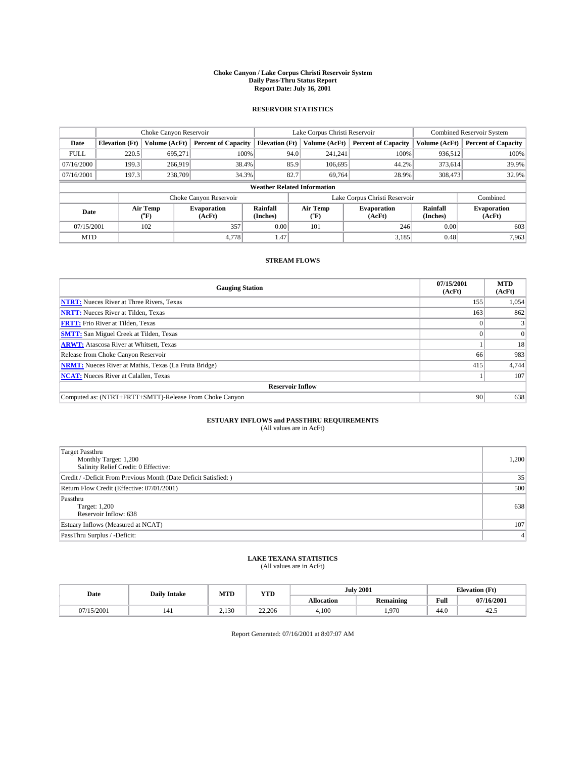# Choke Canyon / Lake Corpus Christi Reservoir System
## Daily Pass-Thru Status Report
## Report Date: July 16, 2001

### RESERVOIR STATISTICS

| | Choke Canyon Reservoir | | | Lake Corpus Christi Reservoir | | | Combined Reservoir System | |
|---|---|---|---|---|---|---|---|---|
| Date | Elevation (Ft) | Volume (AcFt) | Percent of Capacity | Elevation (Ft) | Volume (AcFt) | Percent of Capacity | Volume (AcFt) | Percent of Capacity |
| FULL | 220.5 | 695,271 | 100% | 94.0 | 241,241 | 100% | 936,512 | 100% |
| 07/16/2000 | 199.3 | 266,919 | 38.4% | 85.9 | 106,695 | 44.2% | 373,614 | 39.9% |
| 07/16/2001 | 197.3 | 238,709 | 34.3% | 82.7 | 69,764 | 28.9% | 308,473 | 32.9% |

**Weather Related Information**

| | Choke Canyon Reservoir | | | Lake Corpus Christi Reservoir | | | Combined |
|---|---|---|---|---|---|---|---|
| Date | Air Temp (°F) | Evaporation (AcFt) | Rainfall (Inches) | Air Temp (°F) | Evaporation (AcFt) | Rainfall (Inches) | Evaporation (AcFt) |
| 07/15/2001 | 102 | 357 | 0.00 | 101 | 246 | 0.00 | 603 |
| MTD | | 4,778 | 1.47 | | 3,185 | 0.48 | 7,963 |

### STREAM FLOWS

| Gauging Station | 07/15/2001 (AcFt) | MTD (AcFt) |
|---|---|---|
| **NTRT:** Nueces River at Three Rivers, Texas | 155 | 1,054 |
| **NRTT:** Nueces River at Tilden, Texas | 163 | 862 |
| **FRTT:** Frio River at Tilden, Texas | 0 | 3 |
| **SMTT:** San Miguel Creek at Tilden, Texas | 0 | 0 |
| **ARWT:** Atascosa River at Whitsett, Texas | 1 | 18 |
| Release from Choke Canyon Reservoir | 66 | 983 |
| **NRMT:** Nueces River at Mathis, Texas (La Fruta Bridge) | 415 | 4,744 |
| **NCAT:** Nueces River at Calallen, Texas | 1 | 107 |
| **Reservoir Inflow** | | |
| Computed as: (NTRT+FRTT+SMTT)-Release From Choke Canyon | 90 | 638 |

### ESTUARY INFLOWS and PASSTHRU REQUIREMENTS
(All values are in AcFt)

| | |
|---|---|
| Target Passthru<br>Monthly Target: 1,200<br>Salinity Relief Credit: 0 Effective: | 1,200 |
| Credit / -Deficit From Previous Month (Date Deficit Satisfied: ) | 35 |
| Return Flow Credit (Effective: 07/01/2001) | 500 |
| Passthru<br>Target: 1,200<br>Reservoir Inflow: 638 | 638 |
| Estuary Inflows (Measured at NCAT) | 107 |
| PassThru Surplus / -Deficit: | 4 |

### LAKE TEXANA STATISTICS
(All values are in AcFt)

| Date | Daily Intake | MTD | YTD | July 2001 | | Elevation (Ft) | |
|---|---|---|---|---|---|---|---|
| | | | | Allocation | Remaining | Full | 07/16/2001 |
| 07/15/2001 | 141 | 2,130 | 22,206 | 4,100 | 1,970 | 44.0 | 42.5 |

Report Generated: 07/16/2001 at 8:07:07 AM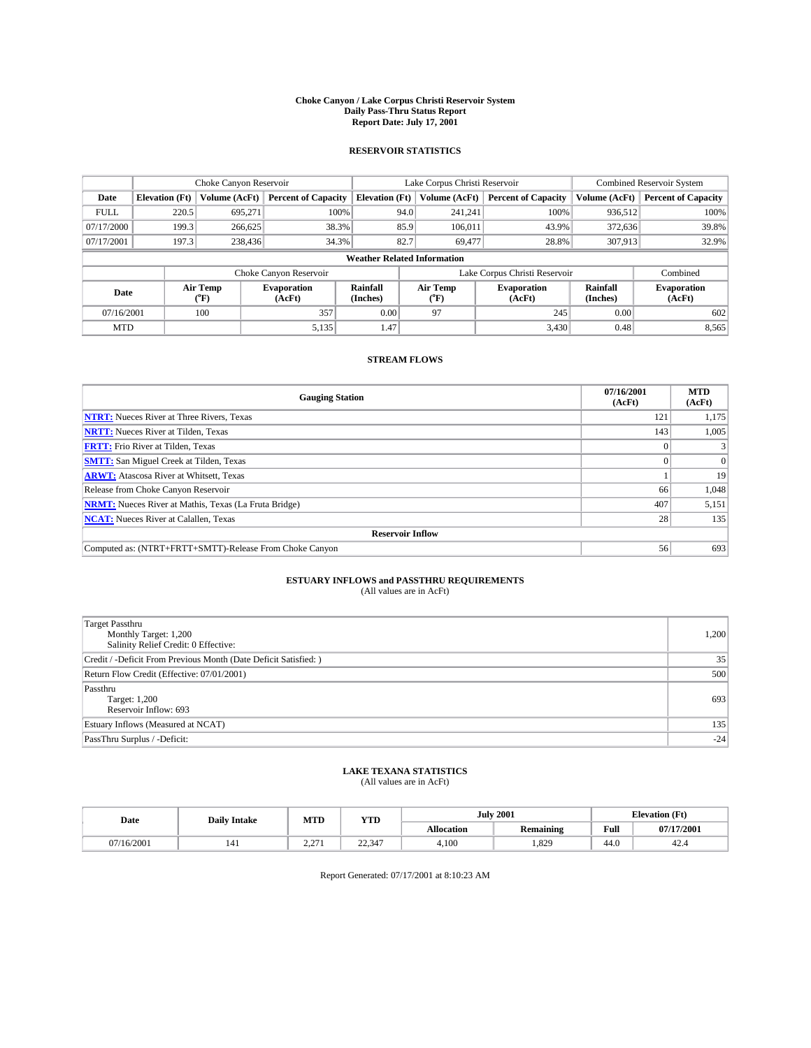# Choke Canyon / Lake Corpus Christi Reservoir System
## Daily Pass-Thru Status Report
## Report Date: July 17, 2001

### RESERVOIR STATISTICS

| | Choke Canyon Reservoir | | | Lake Corpus Christi Reservoir | | | Combined Reservoir System | |
|---|---|---|---|---|---|---|---|---|
| Date | Elevation (Ft) | Volume (AcFt) | Percent of Capacity | Elevation (Ft) | Volume (AcFt) | Percent of Capacity | Volume (AcFt) | Percent of Capacity |
| FULL | 220.5 | 695,271 | 100% | 94.0 | 241,241 | 100% | 936,512 | 100% |
| 07/17/2000 | 199.3 | 266,625 | 38.3% | 85.9 | 106,011 | 43.9% | 372,636 | 39.8% |
| 07/17/2001 | 197.3 | 238,436 | 34.3% | 82.7 | 69,477 | 28.8% | 307,913 | 32.9% |

**Weather Related Information**

| | Choke Canyon Reservoir | | | Lake Corpus Christi Reservoir | | | Combined |
|---|---|---|---|---|---|---|---|
| Date | Air Temp (°F) | Evaporation (AcFt) | Rainfall (Inches) | Air Temp (°F) | Evaporation (AcFt) | Rainfall (Inches) | Evaporation (AcFt) |
| 07/16/2001 | 100 | 357 | 0.00 | 97 | 245 | 0.00 | 602 |
| MTD | | 5,135 | 1.47 | | 3,430 | 0.48 | 8,565 |

### STREAM FLOWS

| Gauging Station | 07/16/2001 (AcFt) | MTD (AcFt) |
|---|---|---|
| **NTRT:** Nueces River at Three Rivers, Texas | 121 | 1,175 |
| **NRTT:** Nueces River at Tilden, Texas | 143 | 1,005 |
| **FRTT:** Frio River at Tilden, Texas | 0 | 3 |
| **SMTT:** San Miguel Creek at Tilden, Texas | 0 | 0 |
| **ARWT:** Atascosa River at Whitsett, Texas | 1 | 19 |
| Release from Choke Canyon Reservoir | 66 | 1,048 |
| **NRMT:** Nueces River at Mathis, Texas (La Fruta Bridge) | 407 | 5,151 |
| **NCAT:** Nueces River at Calallen, Texas | 28 | 135 |
| **Reservoir Inflow** | | |
| Computed as: (NTRT+FRTT+SMTT)-Release From Choke Canyon | 56 | 693 |

### ESTUARY INFLOWS and PASSTHRU REQUIREMENTS
(All values are in AcFt)

| | |
|---|---|
| Target Passthru<br>Monthly Target: 1,200<br>Salinity Relief Credit: 0 Effective: | 1,200 |
| Credit / -Deficit From Previous Month (Date Deficit Satisfied: ) | 35 |
| Return Flow Credit (Effective: 07/01/2001) | 500 |
| Passthru<br>Target: 1,200<br>Reservoir Inflow: 693 | 693 |
| Estuary Inflows (Measured at NCAT) | 135 |
| PassThru Surplus / -Deficit: | -24 |

### LAKE TEXANA STATISTICS
(All values are in AcFt)

| Date | Daily Intake | MTD | YTD | July 2001 | | Elevation (Ft) | |
|---|---|---|---|---|---|---|---|
| | | | | Allocation | Remaining | Full | 07/17/2001 |
| 07/16/2001 | 141 | 2,271 | 22,347 | 4,100 | 1,829 | 44.0 | 42.4 |

Report Generated: 07/17/2001 at 8:10:23 AM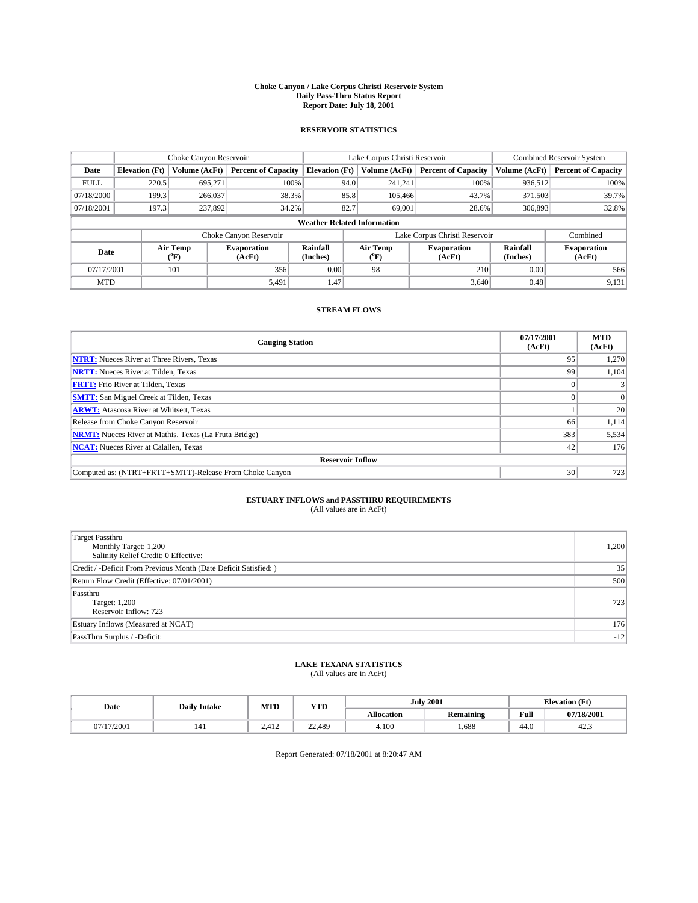**Choke Canyon / Lake Corpus Christi Reservoir System**
**Daily Pass-Thru Status Report**
**Report Date: July 18, 2001**

## RESERVOIR STATISTICS

| | Choke Canyon Reservoir | | | Lake Corpus Christi Reservoir | | | Combined Reservoir System | |
|---|---|---|---|---|---|---|---|---|
| Date | Elevation (Ft) | Volume (AcFt) | Percent of Capacity | Elevation (Ft) | Volume (AcFt) | Percent of Capacity | Volume (AcFt) | Percent of Capacity |
| FULL | 220.5 | 695,271 | 100% | 94.0 | 241,241 | 100% | 936,512 | 100% |
| 07/18/2000 | 199.3 | 266,037 | 38.3% | 85.8 | 105,466 | 43.7% | 371,503 | 39.7% |
| 07/18/2001 | 197.3 | 237,892 | 34.2% | 82.7 | 69,001 | 28.6% | 306,893 | 32.8% |

**Weather Related Information**

| | Choke Canyon Reservoir | | | Lake Corpus Christi Reservoir | | | Combined |
|---|---|---|---|---|---|---|---|
| Date | Air Temp (°F) | Evaporation (AcFt) | Rainfall (Inches) | Air Temp (°F) | Evaporation (AcFt) | Rainfall (Inches) | Evaporation (AcFt) |
| 07/17/2001 | 101 | 356 | 0.00 | 98 | 210 | 0.00 | 566 |
| MTD | | 5,491 | 1.47 | | 3,640 | 0.48 | 9,131 |

## STREAM FLOWS

| Gauging Station | 07/17/2001 (AcFt) | MTD (AcFt) |
|---|---|---|
| NTRT: Nueces River at Three Rivers, Texas | 95 | 1,270 |
| NRTT: Nueces River at Tilden, Texas | 99 | 1,104 |
| FRTT: Frio River at Tilden, Texas | 0 | 3 |
| SMTT: San Miguel Creek at Tilden, Texas | 0 | 0 |
| ARWT: Atascosa River at Whitsett, Texas | 1 | 20 |
| Release from Choke Canyon Reservoir | 66 | 1,114 |
| NRMT: Nueces River at Mathis, Texas (La Fruta Bridge) | 383 | 5,534 |
| NCAT: Nueces River at Calallen, Texas | 42 | 176 |
| **Reservoir Inflow** | | |
| Computed as: (NTRT+FRTT+SMTT)-Release From Choke Canyon | 30 | 723 |

## ESTUARY INFLOWS and PASSTHRU REQUIREMENTS
(All values are in AcFt)

| | |
|---|---|
| Target Passthru<br>Monthly Target: 1,200<br>Salinity Relief Credit: 0 Effective: | 1,200 |
| Credit / -Deficit From Previous Month (Date Deficit Satisfied: ) | 35 |
| Return Flow Credit (Effective: 07/01/2001) | 500 |
| Passthru<br>Target: 1,200<br>Reservoir Inflow: 723 | 723 |
| Estuary Inflows (Measured at NCAT) | 176 |
| PassThru Surplus / -Deficit: | -12 |

## LAKE TEXANA STATISTICS
(All values are in AcFt)

| Date | Daily Intake | MTD | YTD | July 2001 | | Elevation (Ft) | |
|---|---|---|---|---|---|---|---|
| | | | | Allocation | Remaining | Full | 07/18/2001 |
| 07/17/2001 | 141 | 2,412 | 22,489 | 4,100 | 1,688 | 44.0 | 42.3 |

Report Generated: 07/18/2001 at 8:20:47 AM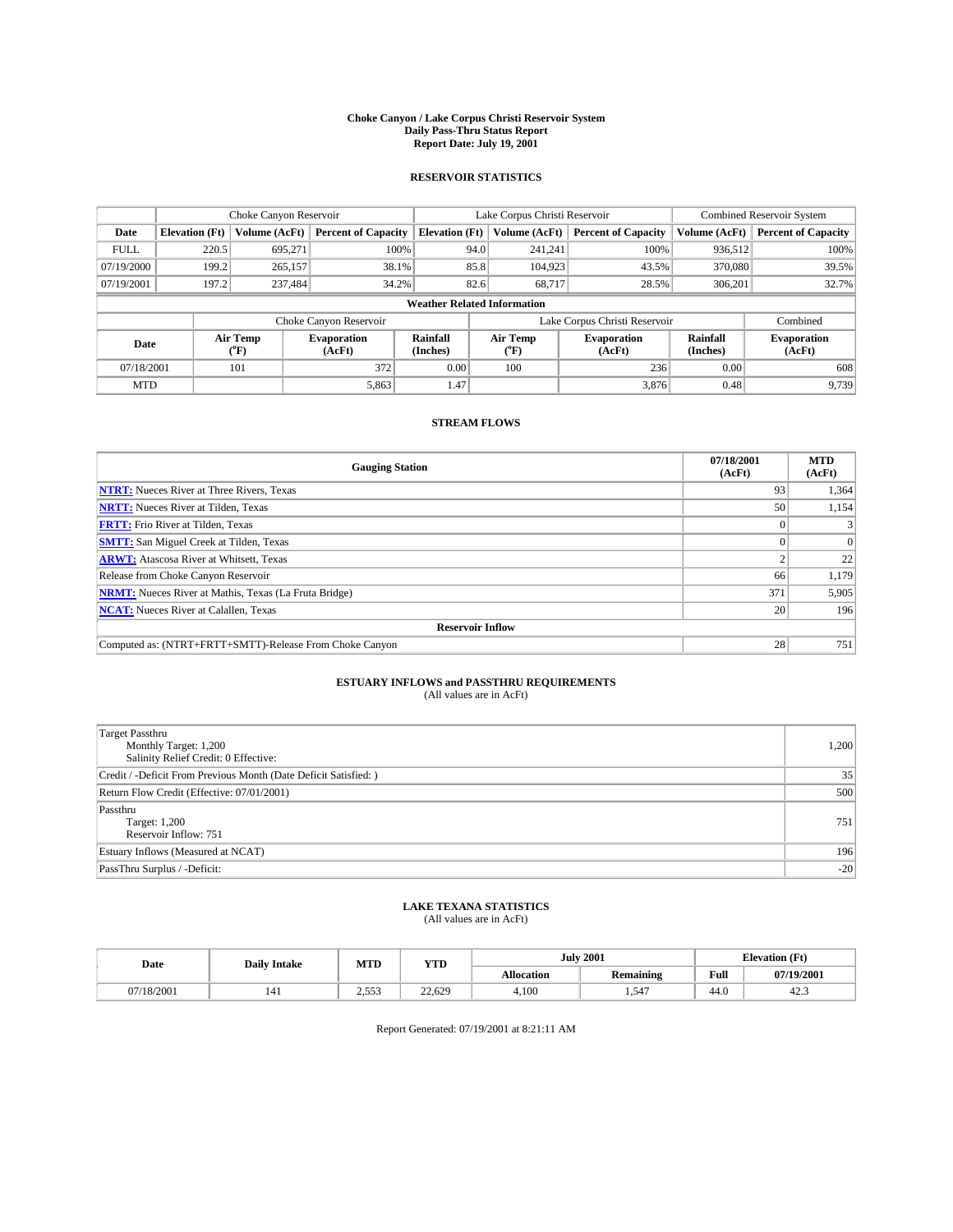**Choke Canyon / Lake Corpus Christi Reservoir System**
**Daily Pass-Thru Status Report**
**Report Date: July 19, 2001**

## RESERVOIR STATISTICS

| | Choke Canyon Reservoir | | | Lake Corpus Christi Reservoir | | | Combined Reservoir System | |
|---|---|---|---|---|---|---|---|---|
| Date | Elevation (Ft) | Volume (AcFt) | Percent of Capacity | Elevation (Ft) | Volume (AcFt) | Percent of Capacity | Volume (AcFt) | Percent of Capacity |
| FULL | 220.5 | 695,271 | 100% | 94.0 | 241,241 | 100% | 936,512 | 100% |
| 07/19/2000 | 199.2 | 265,157 | 38.1% | 85.8 | 104,923 | 43.5% | 370,080 | 39.5% |
| 07/19/2001 | 197.2 | 237,484 | 34.2% | 82.6 | 68,717 | 28.5% | 306,201 | 32.7% |

**Weather Related Information**

| | Choke Canyon Reservoir | | | Lake Corpus Christi Reservoir | | | Combined |
|---|---|---|---|---|---|---|---|
| Date | Air Temp (°F) | Evaporation (AcFt) | Rainfall (Inches) | Air Temp (°F) | Evaporation (AcFt) | Rainfall (Inches) | Evaporation (AcFt) |
| 07/18/2001 | 101 | 372 | 0.00 | 100 | 236 | 0.00 | 608 |
| MTD | | 5,863 | 1.47 | | 3,876 | 0.48 | 9,739 |

## STREAM FLOWS

| Gauging Station | 07/18/2001 (AcFt) | MTD (AcFt) |
|---|---|---|
| **NTRT:** Nueces River at Three Rivers, Texas | 93 | 1,364 |
| **NRTT:** Nueces River at Tilden, Texas | 50 | 1,154 |
| **FRTT:** Frio River at Tilden, Texas | 0 | 3 |
| **SMTT:** San Miguel Creek at Tilden, Texas | 0 | 0 |
| **ARWT:** Atascosa River at Whitsett, Texas | 2 | 22 |
| Release from Choke Canyon Reservoir | 66 | 1,179 |
| **NRMT:** Nueces River at Mathis, Texas (La Fruta Bridge) | 371 | 5,905 |
| **NCAT:** Nueces River at Calallen, Texas | 20 | 196 |
| **Reservoir Inflow** | | |
| Computed as: (NTRT+FRTT+SMTT)-Release From Choke Canyon | 28 | 751 |

## ESTUARY INFLOWS and PASSTHRU REQUIREMENTS

(All values are in AcFt)

| | |
|---|---|
| Target Passthru<br>Monthly Target: 1,200<br>Salinity Relief Credit: 0 Effective: | 1,200 |
| Credit / -Deficit From Previous Month (Date Deficit Satisfied: ) | 35 |
| Return Flow Credit (Effective: 07/01/2001) | 500 |
| Passthru<br>Target: 1,200<br>Reservoir Inflow: 751 | 751 |
| Estuary Inflows (Measured at NCAT) | 196 |
| PassThru Surplus / -Deficit: | -20 |

## LAKE TEXANA STATISTICS

(All values are in AcFt)

| Date | Daily Intake | MTD | YTD | July 2001 | | Elevation (Ft) | |
|---|---|---|---|---|---|---|---|
| | | | | Allocation | Remaining | Full | 07/19/2001 |
| 07/18/2001 | 141 | 2,553 | 22,629 | 4,100 | 1,547 | 44.0 | 42.3 |

Report Generated: 07/19/2001 at 8:21:11 AM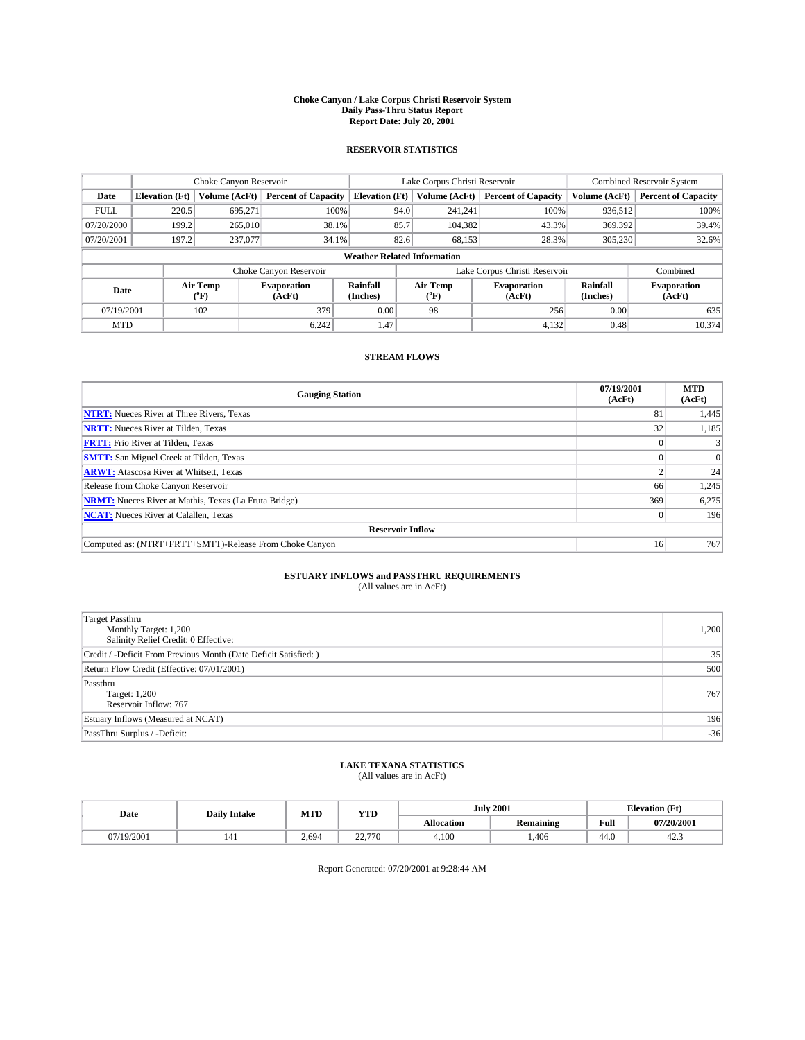**Choke Canyon / Lake Corpus Christi Reservoir System**
**Daily Pass-Thru Status Report**
**Report Date: July 20, 2001**

## RESERVOIR STATISTICS

| | Choke Canyon Reservoir | | | Lake Corpus Christi Reservoir | | | Combined Reservoir System | |
|---|---|---|---|---|---|---|---|---|
| **Date** | **Elevation (Ft)** | **Volume (AcFt)** | **Percent of Capacity** | **Elevation (Ft)** | **Volume (AcFt)** | **Percent of Capacity** | **Volume (AcFt)** | **Percent of Capacity** |
| FULL | 220.5 | 695,271 | 100% | 94.0 | 241,241 | 100% | 936,512 | 100% |
| 07/20/2000 | 199.2 | 265,010 | 38.1% | 85.7 | 104,382 | 43.3% | 369,392 | 39.4% |
| 07/20/2001 | 197.2 | 237,077 | 34.1% | 82.6 | 68,153 | 28.3% | 305,230 | 32.6% |

**Weather Related Information**

| | Choke Canyon Reservoir | | | Lake Corpus Christi Reservoir | | | Combined |
|---|---|---|---|---|---|---|---|
| **Date** | **Air Temp (°F)** | **Evaporation (AcFt)** | **Rainfall (Inches)** | **Air Temp (°F)** | **Evaporation (AcFt)** | **Rainfall (Inches)** | **Evaporation (AcFt)** |
| 07/19/2001 | 102 | 379 | 0.00 | 98 | 256 | 0.00 | 635 |
| MTD | | 6,242 | 1.47 | | 4,132 | 0.48 | 10,374 |

## STREAM FLOWS

| Gauging Station | 07/19/2001 (AcFt) | MTD (AcFt) |
|---|---|---|
| **NTRT:** Nueces River at Three Rivers, Texas | 81 | 1,445 |
| **NRTT:** Nueces River at Tilden, Texas | 32 | 1,185 |
| **FRTT:** Frio River at Tilden, Texas | 0 | 3 |
| **SMTT:** San Miguel Creek at Tilden, Texas | 0 | 0 |
| **ARWT:** Atascosa River at Whitsett, Texas | 2 | 24 |
| Release from Choke Canyon Reservoir | 66 | 1,245 |
| **NRMT:** Nueces River at Mathis, Texas (La Fruta Bridge) | 369 | 6,275 |
| **NCAT:** Nueces River at Calallen, Texas | 0 | 196 |
| **Reservoir Inflow** | | |
| Computed as: (NTRT+FRTT+SMTT)-Release From Choke Canyon | 16 | 767 |

## ESTUARY INFLOWS and PASSTHRU REQUIREMENTS

(All values are in AcFt)

| | |
|---|---|
| Target Passthru<br>Monthly Target: 1,200<br>Salinity Relief Credit: 0 Effective: | 1,200 |
| Credit / -Deficit From Previous Month (Date Deficit Satisfied: ) | 35 |
| Return Flow Credit (Effective: 07/01/2001) | 500 |
| Passthru<br>Target: 1,200<br>Reservoir Inflow: 767 | 767 |
| Estuary Inflows (Measured at NCAT) | 196 |
| PassThru Surplus / -Deficit: | -36 |

## LAKE TEXANA STATISTICS

(All values are in AcFt)

| Date | Daily Intake | MTD | YTD | July 2001 | | Elevation (Ft) | |
|---|---|---|---|---|---|---|---|
| | | | | **Allocation** | **Remaining** | **Full** | **07/20/2001** |
| 07/19/2001 | 141 | 2,694 | 22,770 | 4,100 | 1,406 | 44.0 | 42.3 |

Report Generated: 07/20/2001 at 9:28:44 AM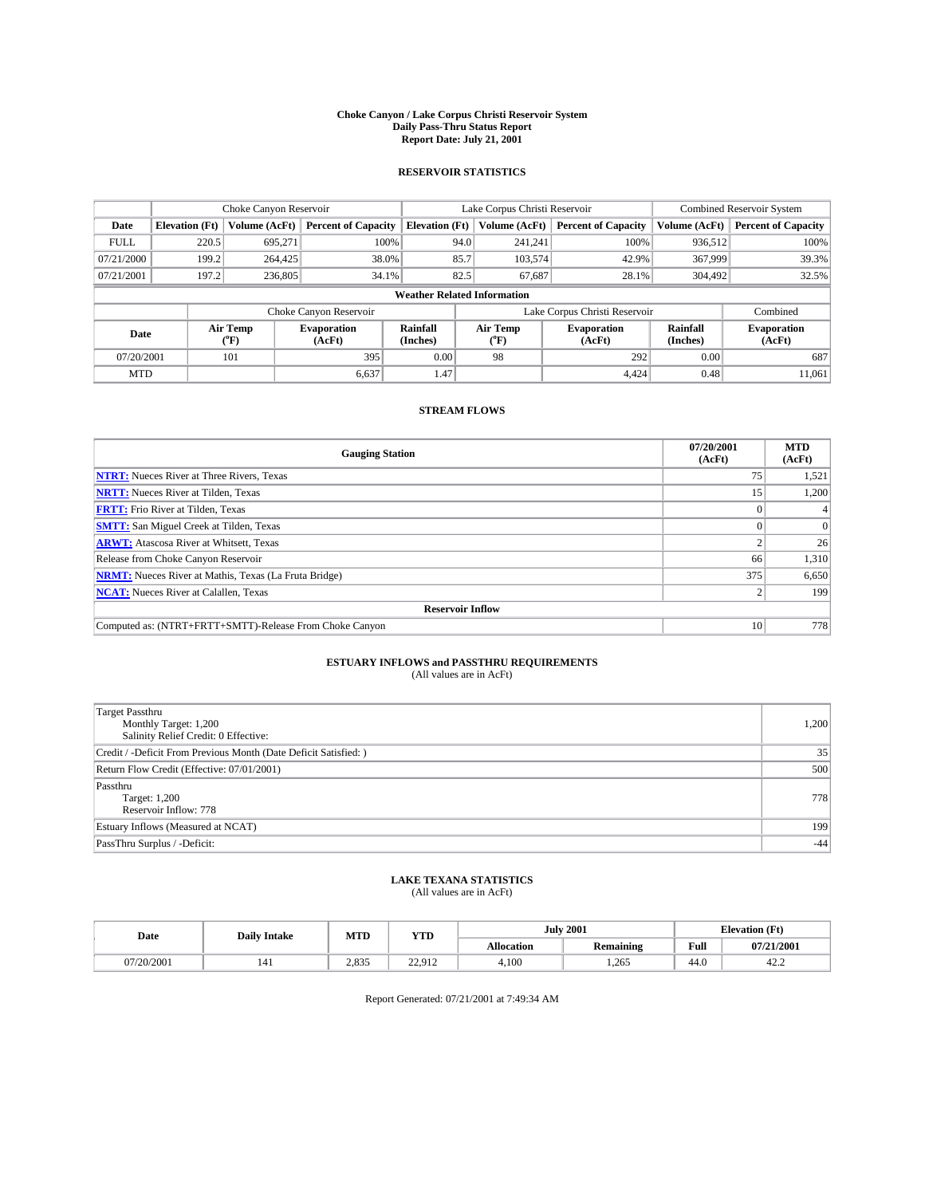# Choke Canyon / Lake Corpus Christi Reservoir System
## Daily Pass-Thru Status Report
### Report Date: July 21, 2001

## RESERVOIR STATISTICS

| | Choke Canyon Reservoir | | | Lake Corpus Christi Reservoir | | | Combined Reservoir System | |
|---|---|---|---|---|---|---|---|---|
| **Date** | **Elevation (Ft)** | **Volume (AcFt)** | **Percent of Capacity** | **Elevation (Ft)** | **Volume (AcFt)** | **Percent of Capacity** | **Volume (AcFt)** | **Percent of Capacity** |
| FULL | 220.5 | 695,271 | 100% | 94.0 | 241,241 | 100% | 936,512 | 100% |
| 07/21/2000 | 199.2 | 264,425 | 38.0% | 85.7 | 103,574 | 42.9% | 367,999 | 39.3% |
| 07/21/2001 | 197.2 | 236,805 | 34.1% | 82.5 | 67,687 | 28.1% | 304,492 | 32.5% |

**Weather Related Information**

| | Choke Canyon Reservoir | | | Lake Corpus Christi Reservoir | | | Combined |
|---|---|---|---|---|---|---|---|
| **Date** | **Air Temp (°F)** | **Evaporation (AcFt)** | **Rainfall (Inches)** | **Air Temp (°F)** | **Evaporation (AcFt)** | **Rainfall (Inches)** | **Evaporation (AcFt)** |
| 07/20/2001 | 101 | 395 | 0.00 | 98 | 292 | 0.00 | 687 |
| MTD | | 6,637 | 1.47 | | 4,424 | 0.48 | 11,061 |

## STREAM FLOWS

| Gauging Station | 07/20/2001 (AcFt) | MTD (AcFt) |
|---|---|---|
| **NTRT:** Nueces River at Three Rivers, Texas | 75 | 1,521 |
| **NRTT:** Nueces River at Tilden, Texas | 15 | 1,200 |
| **FRTT:** Frio River at Tilden, Texas | 0 | 4 |
| **SMTT:** San Miguel Creek at Tilden, Texas | 0 | 0 |
| **ARWT:** Atascosa River at Whitsett, Texas | 2 | 26 |
| Release from Choke Canyon Reservoir | 66 | 1,310 |
| **NRMT:** Nueces River at Mathis, Texas (La Fruta Bridge) | 375 | 6,650 |
| **NCAT:** Nueces River at Calallen, Texas | 2 | 199 |
| **Reservoir Inflow** | | |
| Computed as: (NTRT+FRTT+SMTT)-Release From Choke Canyon | 10 | 778 |

## ESTUARY INFLOWS and PASSTHRU REQUIREMENTS
(All values are in AcFt)

| | |
|---|---|
| Target Passthru<br>Monthly Target: 1,200<br>Salinity Relief Credit: 0 Effective: | 1,200 |
| Credit / -Deficit From Previous Month (Date Deficit Satisfied: ) | 35 |
| Return Flow Credit (Effective: 07/01/2001) | 500 |
| Passthru<br>Target: 1,200<br>Reservoir Inflow: 778 | 778 |
| Estuary Inflows (Measured at NCAT) | 199 |
| PassThru Surplus / -Deficit: | -44 |

## LAKE TEXANA STATISTICS
(All values are in AcFt)

| Date | Daily Intake | MTD | YTD | July 2001 | | Elevation (Ft) | |
|---|---|---|---|---|---|---|---|
| | | | | **Allocation** | **Remaining** | **Full** | **07/21/2001** |
| 07/20/2001 | 141 | 2,835 | 22,912 | 4,100 | 1,265 | 44.0 | 42.2 |

Report Generated: 07/21/2001 at 7:49:34 AM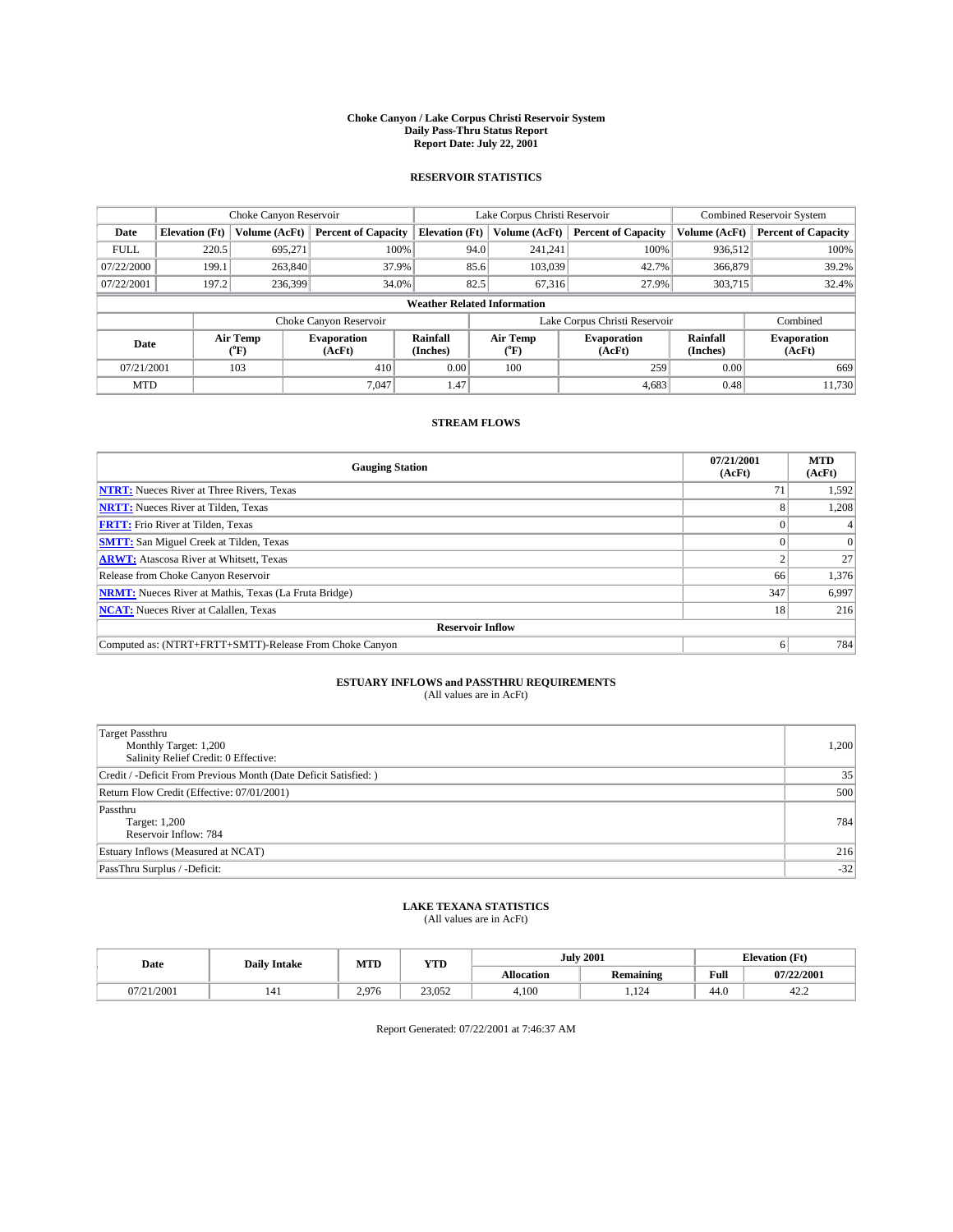**Choke Canyon / Lake Corpus Christi Reservoir System**
**Daily Pass-Thru Status Report**
**Report Date: July 22, 2001**

## RESERVOIR STATISTICS

| | Choke Canyon Reservoir | | | Lake Corpus Christi Reservoir | | | Combined Reservoir System | |
|---|---|---|---|---|---|---|---|---|
| **Date** | **Elevation (Ft)** | **Volume (AcFt)** | **Percent of Capacity** | **Elevation (Ft)** | **Volume (AcFt)** | **Percent of Capacity** | **Volume (AcFt)** | **Percent of Capacity** |
| FULL | 220.5 | 695,271 | 100% | 94.0 | 241,241 | 100% | 936,512 | 100% |
| 07/22/2000 | 199.1 | 263,840 | 37.9% | 85.6 | 103,039 | 42.7% | 366,879 | 39.2% |
| 07/22/2001 | 197.2 | 236,399 | 34.0% | 82.5 | 67,316 | 27.9% | 303,715 | 32.4% |

**Weather Related Information**

| | Choke Canyon Reservoir | | | Lake Corpus Christi Reservoir | | | Combined |
|---|---|---|---|---|---|---|---|
| **Date** | **Air Temp (°F)** | **Evaporation (AcFt)** | **Rainfall (Inches)** | **Air Temp (°F)** | **Evaporation (AcFt)** | **Rainfall (Inches)** | **Evaporation (AcFt)** |
| 07/21/2001 | 103 | 410 | 0.00 | 100 | 259 | 0.00 | 669 |
| MTD | | 7,047 | 1.47 | | 4,683 | 0.48 | 11,730 |

## STREAM FLOWS

| Gauging Station | 07/21/2001 (AcFt) | MTD (AcFt) |
|---|---|---|
| **NTRT:** Nueces River at Three Rivers, Texas | 71 | 1,592 |
| **NRTT:** Nueces River at Tilden, Texas | 8 | 1,208 |
| **FRTT:** Frio River at Tilden, Texas | 0 | 4 |
| **SMTT:** San Miguel Creek at Tilden, Texas | 0 | 0 |
| **ARWT:** Atascosa River at Whitsett, Texas | 2 | 27 |
| Release from Choke Canyon Reservoir | 66 | 1,376 |
| **NRMT:** Nueces River at Mathis, Texas (La Fruta Bridge) | 347 | 6,997 |
| **NCAT:** Nueces River at Calallen, Texas | 18 | 216 |
| **Reservoir Inflow** | | |
| Computed as: (NTRT+FRTT+SMTT)-Release From Choke Canyon | 6 | 784 |

## ESTUARY INFLOWS and PASSTHRU REQUIREMENTS
(All values are in AcFt)

| | |
|---|---|
| Target Passthru<br>Monthly Target: 1,200<br>Salinity Relief Credit: 0 Effective: | 1,200 |
| Credit / -Deficit From Previous Month (Date Deficit Satisfied: ) | 35 |
| Return Flow Credit (Effective: 07/01/2001) | 500 |
| Passthru<br>Target: 1,200<br>Reservoir Inflow: 784 | 784 |
| Estuary Inflows (Measured at NCAT) | 216 |
| PassThru Surplus / -Deficit: | -32 |

## LAKE TEXANA STATISTICS
(All values are in AcFt)

| Date | Daily Intake | MTD | YTD | July 2001 | | Elevation (Ft) | |
|---|---|---|---|---|---|---|---|
| | | | | **Allocation** | **Remaining** | **Full** | **07/22/2001** |
| 07/21/2001 | 141 | 2,976 | 23,052 | 4,100 | 1,124 | 44.0 | 42.2 |

Report Generated: 07/22/2001 at 7:46:37 AM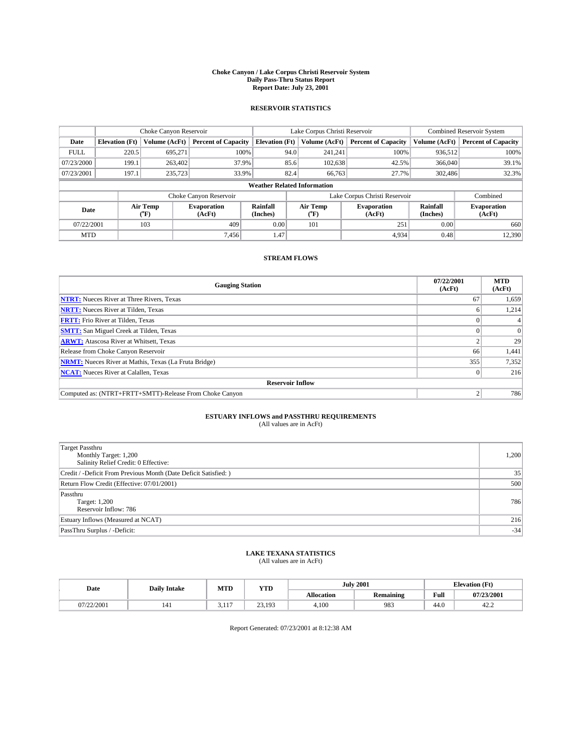# Choke Canyon / Lake Corpus Christi Reservoir System
## Daily Pass-Thru Status Report
## Report Date: July 23, 2001

### RESERVOIR STATISTICS

| | Choke Canyon Reservoir | | | Lake Corpus Christi Reservoir | | | Combined Reservoir System | |
|---|---|---|---|---|---|---|---|---|
| Date | Elevation (Ft) | Volume (AcFt) | Percent of Capacity | Elevation (Ft) | Volume (AcFt) | Percent of Capacity | Volume (AcFt) | Percent of Capacity |
| FULL | 220.5 | 695,271 | 100% | 94.0 | 241,241 | 100% | 936,512 | 100% |
| 07/23/2000 | 199.1 | 263,402 | 37.9% | 85.6 | 102,638 | 42.5% | 366,040 | 39.1% |
| 07/23/2001 | 197.1 | 235,723 | 33.9% | 82.4 | 66,763 | 27.7% | 302,486 | 32.3% |

**Weather Related Information**

| | Choke Canyon Reservoir | | | Lake Corpus Christi Reservoir | | | Combined |
|---|---|---|---|---|---|---|---|
| Date | Air Temp (°F) | Evaporation (AcFt) | Rainfall (Inches) | Air Temp (°F) | Evaporation (AcFt) | Rainfall (Inches) | Evaporation (AcFt) |
| 07/22/2001 | 103 | 409 | 0.00 | 101 | 251 | 0.00 | 660 |
| MTD | | 7,456 | 1.47 | | 4,934 | 0.48 | 12,390 |

### STREAM FLOWS

| Gauging Station | 07/22/2001 (AcFt) | MTD (AcFt) |
|---|---|---|
| NTRT: Nueces River at Three Rivers, Texas | 67 | 1,659 |
| NRTT: Nueces River at Tilden, Texas | 6 | 1,214 |
| FRTT: Frio River at Tilden, Texas | 0 | 4 |
| SMTT: San Miguel Creek at Tilden, Texas | 0 | 0 |
| ARWT: Atascosa River at Whitsett, Texas | 2 | 29 |
| Release from Choke Canyon Reservoir | 66 | 1,441 |
| NRMT: Nueces River at Mathis, Texas (La Fruta Bridge) | 355 | 7,352 |
| NCAT: Nueces River at Calallen, Texas | 0 | 216 |
| **Reservoir Inflow** | | |
| Computed as: (NTRT+FRTT+SMTT)-Release From Choke Canyon | 2 | 786 |

### ESTUARY INFLOWS and PASSTHRU REQUIREMENTS
(All values are in AcFt)

| | |
|---|---|
| Target Passthru<br>Monthly Target: 1,200<br>Salinity Relief Credit: 0 Effective: | 1,200 |
| Credit / -Deficit From Previous Month (Date Deficit Satisfied: ) | 35 |
| Return Flow Credit (Effective: 07/01/2001) | 500 |
| Passthru<br>Target: 1,200<br>Reservoir Inflow: 786 | 786 |
| Estuary Inflows (Measured at NCAT) | 216 |
| PassThru Surplus / -Deficit: | -34 |

### LAKE TEXANA STATISTICS
(All values are in AcFt)

| Date | Daily Intake | MTD | YTD | July 2001 | | Elevation (Ft) | |
|---|---|---|---|---|---|---|---|
| | | | | Allocation | Remaining | Full | 07/23/2001 |
| 07/22/2001 | 141 | 3,117 | 23,193 | 4,100 | 983 | 44.0 | 42.2 |

Report Generated: 07/23/2001 at 8:12:38 AM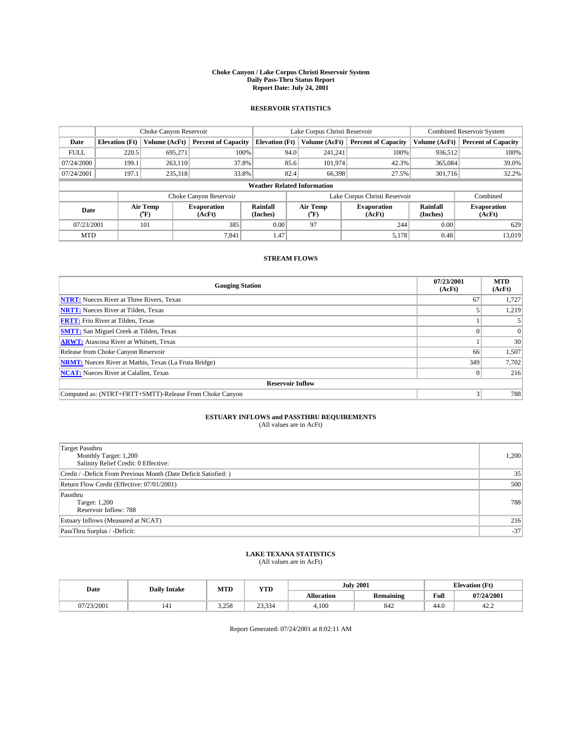**Choke Canyon / Lake Corpus Christi Reservoir System**
**Daily Pass-Thru Status Report**
**Report Date: July 24, 2001**

## RESERVOIR STATISTICS

| | Choke Canyon Reservoir | | | Lake Corpus Christi Reservoir | | | Combined Reservoir System | |
|---|---|---|---|---|---|---|---|---|
| Date | Elevation (Ft) | Volume (AcFt) | Percent of Capacity | Elevation (Ft) | Volume (AcFt) | Percent of Capacity | Volume (AcFt) | Percent of Capacity |
| FULL | 220.5 | 695,271 | 100% | 94.0 | 241,241 | 100% | 936,512 | 100% |
| 07/24/2000 | 199.1 | 263,110 | 37.8% | 85.6 | 101,974 | 42.3% | 365,084 | 39.0% |
| 07/24/2001 | 197.1 | 235,318 | 33.8% | 82.4 | 66,398 | 27.5% | 301,716 | 32.2% |

**Weather Related Information**

| | Choke Canyon Reservoir | | | Lake Corpus Christi Reservoir | | | Combined |
|---|---|---|---|---|---|---|---|
| Date | Air Temp (°F) | Evaporation (AcFt) | Rainfall (Inches) | Air Temp (°F) | Evaporation (AcFt) | Rainfall (Inches) | Evaporation (AcFt) |
| 07/23/2001 | 101 | 385 | 0.00 | 97 | 244 | 0.00 | 629 |
| MTD | | 7,841 | 1.47 | | 5,178 | 0.48 | 13,019 |

## STREAM FLOWS

| Gauging Station | 07/23/2001 (AcFt) | MTD (AcFt) |
|---|---|---|
| **NTRT:** Nueces River at Three Rivers, Texas | 67 | 1,727 |
| **NRTT:** Nueces River at Tilden, Texas | 5 | 1,219 |
| **FRTT:** Frio River at Tilden, Texas | 1 | 5 |
| **SMTT:** San Miguel Creek at Tilden, Texas | 0 | 0 |
| **ARWT:** Atascosa River at Whitsett, Texas | 1 | 30 |
| Release from Choke Canyon Reservoir | 66 | 1,507 |
| **NRMT:** Nueces River at Mathis, Texas (La Fruta Bridge) | 349 | 7,702 |
| **NCAT:** Nueces River at Calallen, Texas | 0 | 216 |
| **Reservoir Inflow** | | |
| Computed as: (NTRT+FRTT+SMTT)-Release From Choke Canyon | 3 | 788 |

## ESTUARY INFLOWS and PASSTHRU REQUIREMENTS
(All values are in AcFt)

| | |
|---|---|
| Target Passthru<br>Monthly Target: 1,200<br>Salinity Relief Credit: 0 Effective: | 1,200 |
| Credit / -Deficit From Previous Month (Date Deficit Satisfied: ) | 35 |
| Return Flow Credit (Effective: 07/01/2001) | 500 |
| Passthru<br>Target: 1,200<br>Reservoir Inflow: 788 | 788 |
| Estuary Inflows (Measured at NCAT) | 216 |
| PassThru Surplus / -Deficit: | -37 |

## LAKE TEXANA STATISTICS
(All values are in AcFt)

| Date | Daily Intake | MTD | YTD | July 2001 | | Elevation (Ft) | |
|---|---|---|---|---|---|---|---|
| | | | | Allocation | Remaining | Full | 07/24/2001 |
| 07/23/2001 | 141 | 3,258 | 23,334 | 4,100 | 842 | 44.0 | 42.2 |

Report Generated: 07/24/2001 at 8:02:11 AM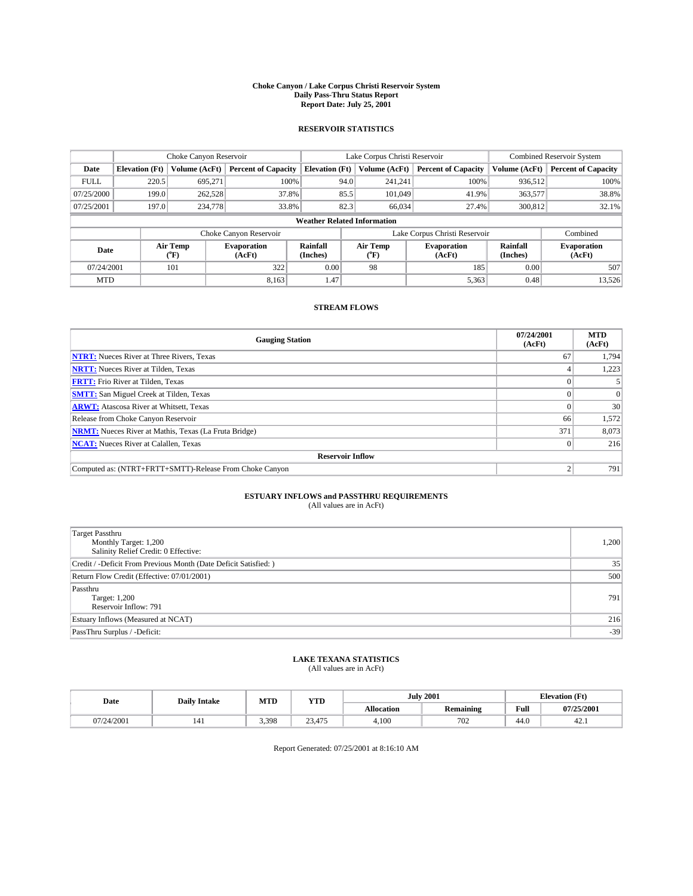# Choke Canyon / Lake Corpus Christi Reservoir System
## Daily Pass-Thru Status Report
## Report Date: July 25, 2001

### RESERVOIR STATISTICS

| | Choke Canyon Reservoir | | | Lake Corpus Christi Reservoir | | | Combined Reservoir System | |
|---|---|---|---|---|---|---|---|---|
| Date | Elevation (Ft) | Volume (AcFt) | Percent of Capacity | Elevation (Ft) | Volume (AcFt) | Percent of Capacity | Volume (AcFt) | Percent of Capacity |
| FULL | 220.5 | 695,271 | 100% | 94.0 | 241,241 | 100% | 936,512 | 100% |
| 07/25/2000 | 199.0 | 262,528 | 37.8% | 85.5 | 101,049 | 41.9% | 363,577 | 38.8% |
| 07/25/2001 | 197.0 | 234,778 | 33.8% | 82.3 | 66,034 | 27.4% | 300,812 | 32.1% |

**Weather Related Information**

| | Choke Canyon Reservoir | | | Lake Corpus Christi Reservoir | | | Combined |
|---|---|---|---|---|---|---|---|
| Date | Air Temp (°F) | Evaporation (AcFt) | Rainfall (Inches) | Air Temp (°F) | Evaporation (AcFt) | Rainfall (Inches) | Evaporation (AcFt) |
| 07/24/2001 | 101 | 322 | 0.00 | 98 | 185 | 0.00 | 507 |
| MTD | | 8,163 | 1.47 | | 5,363 | 0.48 | 13,526 |

### STREAM FLOWS

| Gauging Station | 07/24/2001 (AcFt) | MTD (AcFt) |
|---|---|---|
| NTRT: Nueces River at Three Rivers, Texas | 67 | 1,794 |
| NRTT: Nueces River at Tilden, Texas | 4 | 1,223 |
| FRTT: Frio River at Tilden, Texas | 0 | 5 |
| SMTT: San Miguel Creek at Tilden, Texas | 0 | 0 |
| ARWT: Atascosa River at Whitsett, Texas | 0 | 30 |
| Release from Choke Canyon Reservoir | 66 | 1,572 |
| NRMT: Nueces River at Mathis, Texas (La Fruta Bridge) | 371 | 8,073 |
| NCAT: Nueces River at Calallen, Texas | 0 | 216 |
| **Reservoir Inflow** | | |
| Computed as: (NTRT+FRTT+SMTT)-Release From Choke Canyon | 2 | 791 |

### ESTUARY INFLOWS and PASSTHRU REQUIREMENTS
(All values are in AcFt)

| | |
|---|---|
| Target Passthru<br>Monthly Target: 1,200<br>Salinity Relief Credit: 0 Effective: | 1,200 |
| Credit / -Deficit From Previous Month (Date Deficit Satisfied: ) | 35 |
| Return Flow Credit (Effective: 07/01/2001) | 500 |
| Passthru<br>Target: 1,200<br>Reservoir Inflow: 791 | 791 |
| Estuary Inflows (Measured at NCAT) | 216 |
| PassThru Surplus / -Deficit: | -39 |

### LAKE TEXANA STATISTICS
(All values are in AcFt)

| Date | Daily Intake | MTD | YTD | July 2001 | | Elevation (Ft) | |
|---|---|---|---|---|---|---|---|
| | | | | Allocation | Remaining | Full | 07/25/2001 |
| 07/24/2001 | 141 | 3,398 | 23,475 | 4,100 | 702 | 44.0 | 42.1 |

Report Generated: 07/25/2001 at 8:16:10 AM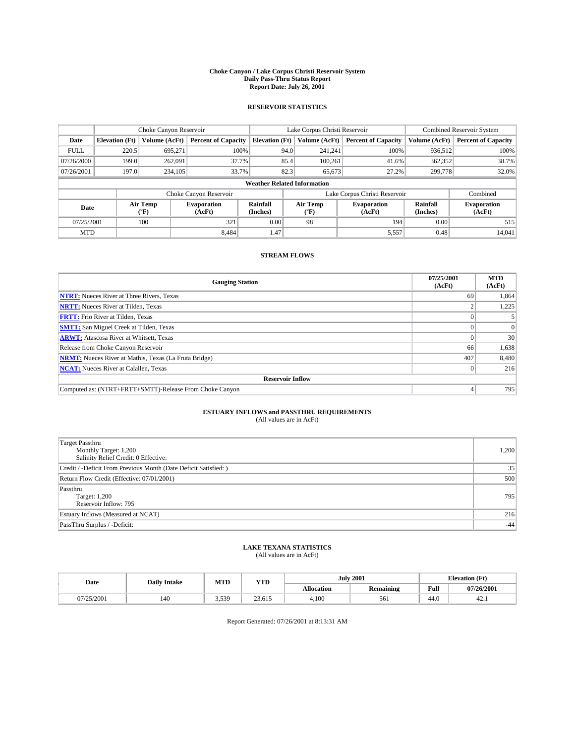# Choke Canyon / Lake Corpus Christi Reservoir System
## Daily Pass-Thru Status Report
## Report Date: July 26, 2001

### RESERVOIR STATISTICS

| | Choke Canyon Reservoir | | | Lake Corpus Christi Reservoir | | | Combined Reservoir System | |
|---|---|---|---|---|---|---|---|---|
| **Date** | **Elevation (Ft)** | **Volume (AcFt)** | **Percent of Capacity** | **Elevation (Ft)** | **Volume (AcFt)** | **Percent of Capacity** | **Volume (AcFt)** | **Percent of Capacity** |
| FULL | 220.5 | 695,271 | 100% | 94.0 | 241,241 | 100% | 936,512 | 100% |
| 07/26/2000 | 199.0 | 262,091 | 37.7% | 85.4 | 100,261 | 41.6% | 362,352 | 38.7% |
| 07/26/2001 | 197.0 | 234,105 | 33.7% | 82.3 | 65,673 | 27.2% | 299,778 | 32.0% |

**Weather Related Information**

| | Choke Canyon Reservoir | | | Lake Corpus Christi Reservoir | | | Combined |
|---|---|---|---|---|---|---|---|
| **Date** | **Air Temp (°F)** | **Evaporation (AcFt)** | **Rainfall (Inches)** | **Air Temp (°F)** | **Evaporation (AcFt)** | **Rainfall (Inches)** | **Evaporation (AcFt)** |
| 07/25/2001 | 100 | 321 | 0.00 | 98 | 194 | 0.00 | 515 |
| MTD | | 8,484 | 1.47 | | 5,557 | 0.48 | 14,041 |

### STREAM FLOWS

| Gauging Station | 07/25/2001 (AcFt) | MTD (AcFt) |
|---|---|---|
| **NTRT:** Nueces River at Three Rivers, Texas | 69 | 1,864 |
| **NRTT:** Nueces River at Tilden, Texas | 2 | 1,225 |
| **FRTT:** Frio River at Tilden, Texas | 0 | 5 |
| **SMTT:** San Miguel Creek at Tilden, Texas | 0 | 0 |
| **ARWT:** Atascosa River at Whitsett, Texas | 0 | 30 |
| Release from Choke Canyon Reservoir | 66 | 1,638 |
| **NRMT:** Nueces River at Mathis, Texas (La Fruta Bridge) | 407 | 8,480 |
| **NCAT:** Nueces River at Calallen, Texas | 0 | 216 |
| **Reservoir Inflow** | | |
| Computed as: (NTRT+FRTT+SMTT)-Release From Choke Canyon | 4 | 795 |

### ESTUARY INFLOWS and PASSTHRU REQUIREMENTS
(All values are in AcFt)

| | |
|---|---|
| Target Passthru<br>Monthly Target: 1,200<br>Salinity Relief Credit: 0 Effective: | 1,200 |
| Credit / -Deficit From Previous Month (Date Deficit Satisfied: ) | 35 |
| Return Flow Credit (Effective: 07/01/2001) | 500 |
| Passthru<br>Target: 1,200<br>Reservoir Inflow: 795 | 795 |
| Estuary Inflows (Measured at NCAT) | 216 |
| PassThru Surplus / -Deficit: | -44 |

### LAKE TEXANA STATISTICS
(All values are in AcFt)

| Date | Daily Intake | MTD | YTD | July 2001 | | Elevation (Ft) | |
|---|---|---|---|---|---|---|---|
| | | | | **Allocation** | **Remaining** | **Full** | **07/26/2001** |
| 07/25/2001 | 140 | 3,539 | 23,615 | 4,100 | 561 | 44.0 | 42.1 |

Report Generated: 07/26/2001 at 8:13:31 AM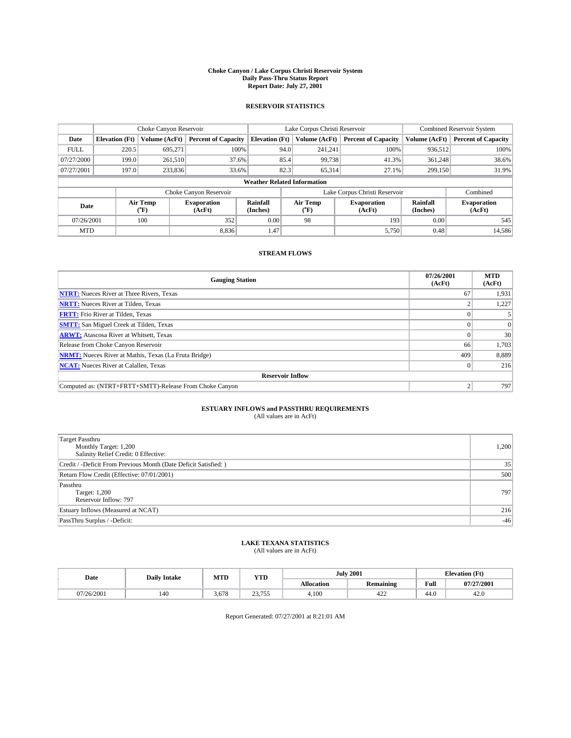**Choke Canyon / Lake Corpus Christi Reservoir System**
**Daily Pass-Thru Status Report**
**Report Date: July 27, 2001**

## RESERVOIR STATISTICS

| | Choke Canyon Reservoir | | | Lake Corpus Christi Reservoir | | | Combined Reservoir System | |
|---|---|---|---|---|---|---|---|---|
| **Date** | **Elevation (Ft)** | **Volume (AcFt)** | **Percent of Capacity** | **Elevation (Ft)** | **Volume (AcFt)** | **Percent of Capacity** | **Volume (AcFt)** | **Percent of Capacity** |
| FULL | 220.5 | 695,271 | 100% | 94.0 | 241,241 | 100% | 936,512 | 100% |
| 07/27/2000 | 199.0 | 261,510 | 37.6% | 85.4 | 99,738 | 41.3% | 361,248 | 38.6% |
| 07/27/2001 | 197.0 | 233,836 | 33.6% | 82.3 | 65,314 | 27.1% | 299,150 | 31.9% |

**Weather Related Information**

| | Choke Canyon Reservoir | | | Lake Corpus Christi Reservoir | | | Combined |
|---|---|---|---|---|---|---|---|
| **Date** | **Air Temp (°F)** | **Evaporation (AcFt)** | **Rainfall (Inches)** | **Air Temp (°F)** | **Evaporation (AcFt)** | **Rainfall (Inches)** | **Evaporation (AcFt)** |
| 07/26/2001 | 100 | 352 | 0.00 | 98 | 193 | 0.00 | 545 |
| MTD | | 8,836 | 1.47 | | 5,750 | 0.48 | 14,586 |

## STREAM FLOWS

| Gauging Station | 07/26/2001 (AcFt) | MTD (AcFt) |
|---|---|---|
| **NTRT:** Nueces River at Three Rivers, Texas | 67 | 1,931 |
| **NRTT:** Nueces River at Tilden, Texas | 2 | 1,227 |
| **FRTT:** Frio River at Tilden, Texas | 0 | 5 |
| **SMTT:** San Miguel Creek at Tilden, Texas | 0 | 0 |
| **ARWT:** Atascosa River at Whitsett, Texas | 0 | 30 |
| Release from Choke Canyon Reservoir | 66 | 1,703 |
| **NRMT:** Nueces River at Mathis, Texas (La Fruta Bridge) | 409 | 8,889 |
| **NCAT:** Nueces River at Calallen, Texas | 0 | 216 |
| **Reservoir Inflow** | | |
| Computed as: (NTRT+FRTT+SMTT)-Release From Choke Canyon | 2 | 797 |

## ESTUARY INFLOWS and PASSTHRU REQUIREMENTS
(All values are in AcFt)

| | |
|---|---|
| Target Passthru<br>Monthly Target: 1,200<br>Salinity Relief Credit: 0 Effective: | 1,200 |
| Credit / -Deficit From Previous Month (Date Deficit Satisfied: ) | 35 |
| Return Flow Credit (Effective: 07/01/2001) | 500 |
| Passthru<br>Target: 1,200<br>Reservoir Inflow: 797 | 797 |
| Estuary Inflows (Measured at NCAT) | 216 |
| PassThru Surplus / -Deficit: | -46 |

## LAKE TEXANA STATISTICS
(All values are in AcFt)

| Date | Daily Intake | MTD | YTD | July 2001 | | Elevation (Ft) | |
|---|---|---|---|---|---|---|---|
| | | | | **Allocation** | **Remaining** | **Full** | **07/27/2001** |
| 07/26/2001 | 140 | 3,678 | 23,755 | 4,100 | 422 | 44.0 | 42.0 |

Report Generated: 07/27/2001 at 8:21:01 AM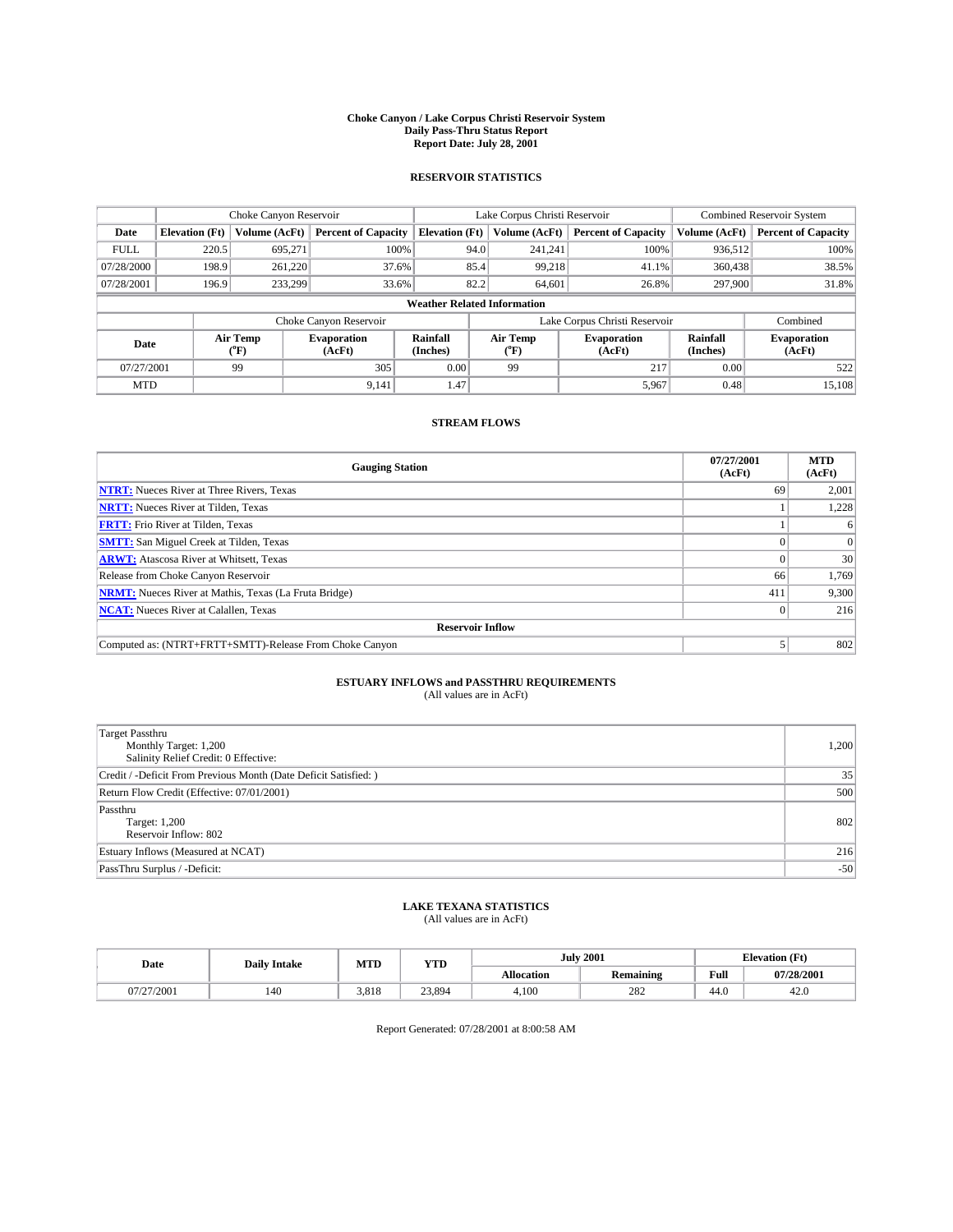**Choke Canyon / Lake Corpus Christi Reservoir System**
**Daily Pass-Thru Status Report**
**Report Date: July 28, 2001**

## RESERVOIR STATISTICS

| | Choke Canyon Reservoir | | | Lake Corpus Christi Reservoir | | | Combined Reservoir System | |
|---|---|---|---|---|---|---|---|---|
| **Date** | **Elevation (Ft)** | **Volume (AcFt)** | **Percent of Capacity** | **Elevation (Ft)** | **Volume (AcFt)** | **Percent of Capacity** | **Volume (AcFt)** | **Percent of Capacity** |
| FULL | 220.5 | 695,271 | 100% | 94.0 | 241,241 | 100% | 936,512 | 100% |
| 07/28/2000 | 198.9 | 261,220 | 37.6% | 85.4 | 99,218 | 41.1% | 360,438 | 38.5% |
| 07/28/2001 | 196.9 | 233,299 | 33.6% | 82.2 | 64,601 | 26.8% | 297,900 | 31.8% |

**Weather Related Information**

| | Choke Canyon Reservoir | | | Lake Corpus Christi Reservoir | | | Combined |
|---|---|---|---|---|---|---|---|
| **Date** | **Air Temp (°F)** | **Evaporation (AcFt)** | **Rainfall (Inches)** | **Air Temp (°F)** | **Evaporation (AcFt)** | **Rainfall (Inches)** | **Evaporation (AcFt)** |
| 07/27/2001 | 99 | 305 | 0.00 | 99 | 217 | 0.00 | 522 |
| MTD | | 9,141 | 1.47 | | 5,967 | 0.48 | 15,108 |

## STREAM FLOWS

| Gauging Station | 07/27/2001 (AcFt) | MTD (AcFt) |
|---|---|---|
| **NTRT:** Nueces River at Three Rivers, Texas | 69 | 2,001 |
| **NRTT:** Nueces River at Tilden, Texas | 1 | 1,228 |
| **FRTT:** Frio River at Tilden, Texas | 1 | 6 |
| **SMTT:** San Miguel Creek at Tilden, Texas | 0 | 0 |
| **ARWT:** Atascosa River at Whitsett, Texas | 0 | 30 |
| Release from Choke Canyon Reservoir | 66 | 1,769 |
| **NRMT:** Nueces River at Mathis, Texas (La Fruta Bridge) | 411 | 9,300 |
| **NCAT:** Nueces River at Calallen, Texas | 0 | 216 |
| **Reservoir Inflow** | | |
| Computed as: (NTRT+FRTT+SMTT)-Release From Choke Canyon | 5 | 802 |

## ESTUARY INFLOWS and PASSTHRU REQUIREMENTS
(All values are in AcFt)

| | |
|---|---|
| Target Passthru<br>Monthly Target: 1,200<br>Salinity Relief Credit: 0 Effective: | 1,200 |
| Credit / -Deficit From Previous Month (Date Deficit Satisfied: ) | 35 |
| Return Flow Credit (Effective: 07/01/2001) | 500 |
| Passthru<br>Target: 1,200<br>Reservoir Inflow: 802 | 802 |
| Estuary Inflows (Measured at NCAT) | 216 |
| PassThru Surplus / -Deficit: | -50 |

## LAKE TEXANA STATISTICS
(All values are in AcFt)

| Date | Daily Intake | MTD | YTD | July 2001 | | Elevation (Ft) | |
|---|---|---|---|---|---|---|---|
| | | | | **Allocation** | **Remaining** | **Full** | **07/28/2001** |
| 07/27/2001 | 140 | 3,818 | 23,894 | 4,100 | 282 | 44.0 | 42.0 |

Report Generated: 07/28/2001 at 8:00:58 AM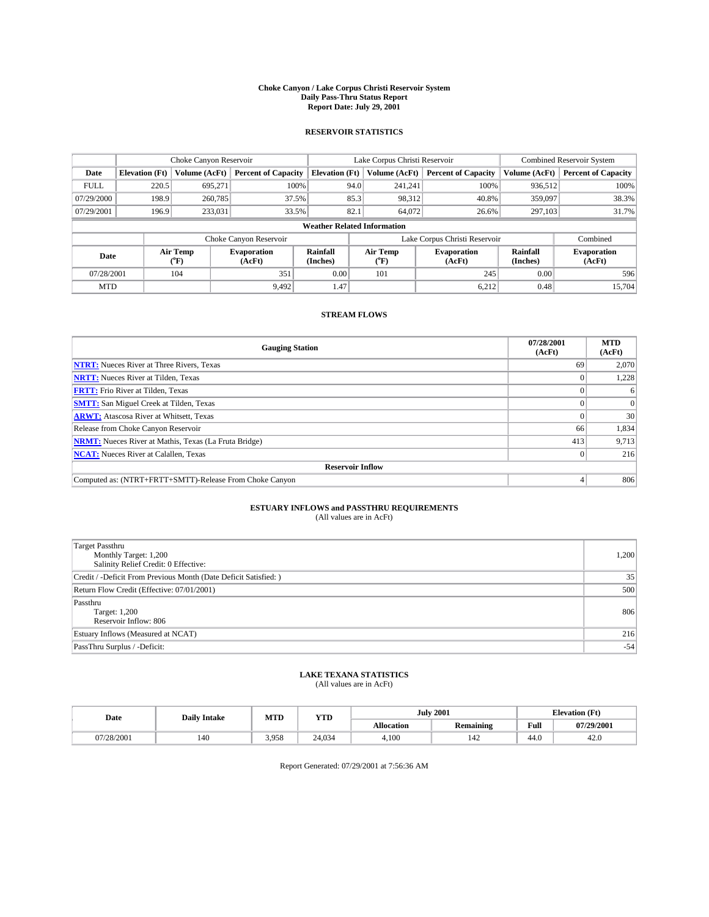**Choke Canyon / Lake Corpus Christi Reservoir System**
**Daily Pass-Thru Status Report**
**Report Date: July 29, 2001**

## RESERVOIR STATISTICS

| | Choke Canyon Reservoir | | | Lake Corpus Christi Reservoir | | | Combined Reservoir System | |
|---|---|---|---|---|---|---|---|---|
| **Date** | **Elevation (Ft)** | **Volume (AcFt)** | **Percent of Capacity** | **Elevation (Ft)** | **Volume (AcFt)** | **Percent of Capacity** | **Volume (AcFt)** | **Percent of Capacity** |
| FULL | 220.5 | 695,271 | 100% | 94.0 | 241,241 | 100% | 936,512 | 100% |
| 07/29/2000 | 198.9 | 260,785 | 37.5% | 85.3 | 98,312 | 40.8% | 359,097 | 38.3% |
| 07/29/2001 | 196.9 | 233,031 | 33.5% | 82.1 | 64,072 | 26.6% | 297,103 | 31.7% |

**Weather Related Information**

| | Choke Canyon Reservoir | | | Lake Corpus Christi Reservoir | | | Combined |
|---|---|---|---|---|---|---|---|
| **Date** | **Air Temp (°F)** | **Evaporation (AcFt)** | **Rainfall (Inches)** | **Air Temp (°F)** | **Evaporation (AcFt)** | **Rainfall (Inches)** | **Evaporation (AcFt)** |
| 07/28/2001 | 104 | 351 | 0.00 | 101 | 245 | 0.00 | 596 |
| MTD | | 9,492 | 1.47 | | 6,212 | 0.48 | 15,704 |

## STREAM FLOWS

| Gauging Station | 07/28/2001 (AcFt) | MTD (AcFt) |
|---|---|---|
| **NTRT:** Nueces River at Three Rivers, Texas | 69 | 2,070 |
| **NRTT:** Nueces River at Tilden, Texas | 0 | 1,228 |
| **FRTT:** Frio River at Tilden, Texas | 0 | 6 |
| **SMTT:** San Miguel Creek at Tilden, Texas | 0 | 0 |
| **ARWT:** Atascosa River at Whitsett, Texas | 0 | 30 |
| Release from Choke Canyon Reservoir | 66 | 1,834 |
| **NRMT:** Nueces River at Mathis, Texas (La Fruta Bridge) | 413 | 9,713 |
| **NCAT:** Nueces River at Calallen, Texas | 0 | 216 |
| **Reservoir Inflow** | | |
| Computed as: (NTRT+FRTT+SMTT)-Release From Choke Canyon | 4 | 806 |

## ESTUARY INFLOWS and PASSTHRU REQUIREMENTS

(All values are in AcFt)

| | |
|---|---|
| Target Passthru<br>Monthly Target: 1,200<br>Salinity Relief Credit: 0 Effective: | 1,200 |
| Credit / -Deficit From Previous Month (Date Deficit Satisfied: ) | 35 |
| Return Flow Credit (Effective: 07/01/2001) | 500 |
| Passthru<br>Target: 1,200<br>Reservoir Inflow: 806 | 806 |
| Estuary Inflows (Measured at NCAT) | 216 |
| PassThru Surplus / -Deficit: | -54 |

## LAKE TEXANA STATISTICS

(All values are in AcFt)

| Date | Daily Intake | MTD | YTD | July 2001 | | Elevation (Ft) | |
|---|---|---|---|---|---|---|---|
| | | | | **Allocation** | **Remaining** | **Full** | **07/29/2001** |
| 07/28/2001 | 140 | 3,958 | 24,034 | 4,100 | 142 | 44.0 | 42.0 |

Report Generated: 07/29/2001 at 7:56:36 AM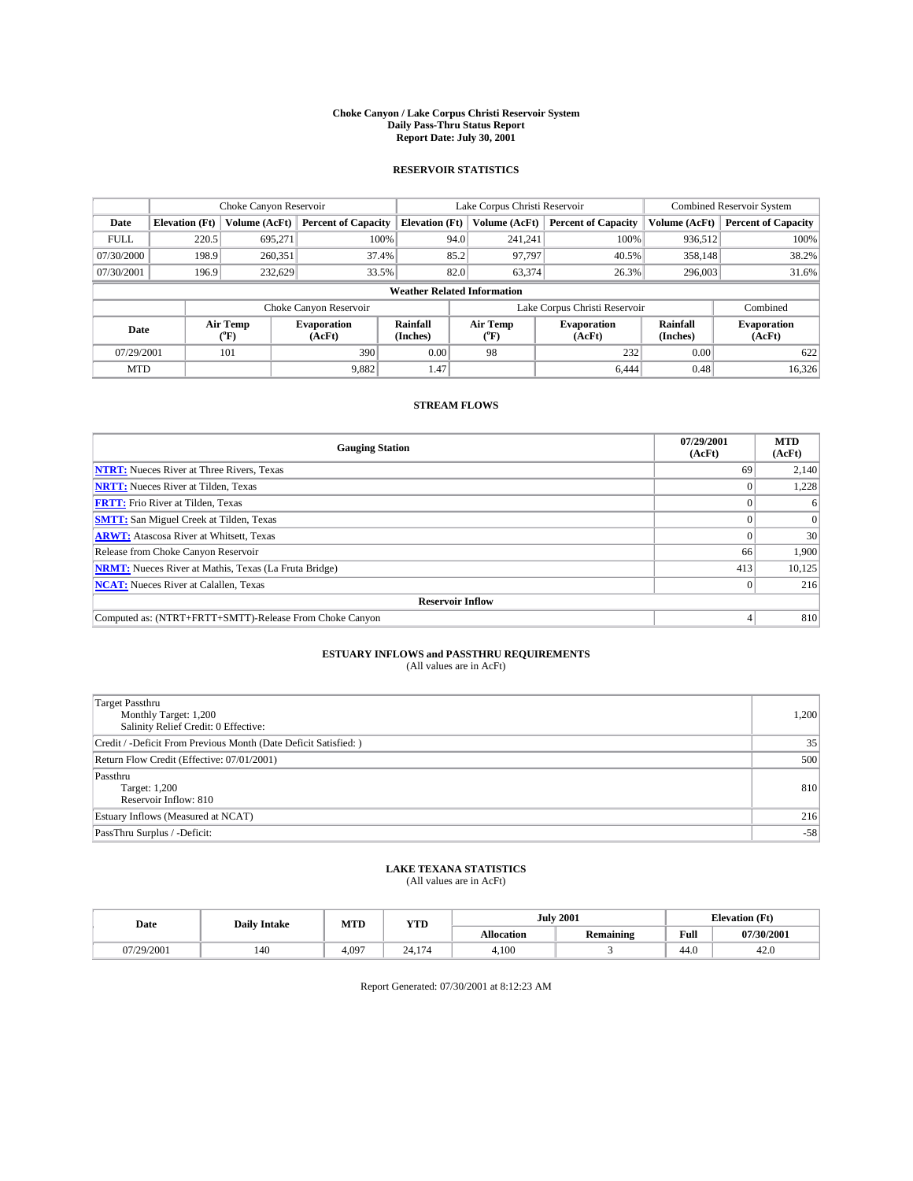# Choke Canyon / Lake Corpus Christi Reservoir System
## Daily Pass-Thru Status Report
### Report Date: July 30, 2001

## RESERVOIR STATISTICS

| | Choke Canyon Reservoir | | | Lake Corpus Christi Reservoir | | | Combined Reservoir System | |
|---|---|---|---|---|---|---|---|---|
| Date | Elevation (Ft) | Volume (AcFt) | Percent of Capacity | Elevation (Ft) | Volume (AcFt) | Percent of Capacity | Volume (AcFt) | Percent of Capacity |
| FULL | 220.5 | 695,271 | 100% | 94.0 | 241,241 | 100% | 936,512 | 100% |
| 07/30/2000 | 198.9 | 260,351 | 37.4% | 85.2 | 97,797 | 40.5% | 358,148 | 38.2% |
| 07/30/2001 | 196.9 | 232,629 | 33.5% | 82.0 | 63,374 | 26.3% | 296,003 | 31.6% |

**Weather Related Information**

| | Choke Canyon Reservoir | | | Lake Corpus Christi Reservoir | | | Combined |
|---|---|---|---|---|---|---|---|
| Date | Air Temp (°F) | Evaporation (AcFt) | Rainfall (Inches) | Air Temp (°F) | Evaporation (AcFt) | Rainfall (Inches) | Evaporation (AcFt) |
| 07/29/2001 | 101 | 390 | 0.00 | 98 | 232 | 0.00 | 622 |
| MTD | | 9,882 | 1.47 | | 6,444 | 0.48 | 16,326 |

## STREAM FLOWS

| Gauging Station | 07/29/2001 (AcFt) | MTD (AcFt) |
|---|---|---|
| NTRT: Nueces River at Three Rivers, Texas | 69 | 2,140 |
| NRTT: Nueces River at Tilden, Texas | 0 | 1,228 |
| FRTT: Frio River at Tilden, Texas | 0 | 6 |
| SMTT: San Miguel Creek at Tilden, Texas | 0 | 0 |
| ARWT: Atascosa River at Whitsett, Texas | 0 | 30 |
| Release from Choke Canyon Reservoir | 66 | 1,900 |
| NRMT: Nueces River at Mathis, Texas (La Fruta Bridge) | 413 | 10,125 |
| NCAT: Nueces River at Calallen, Texas | 0 | 216 |
| **Reservoir Inflow** | | |
| Computed as: (NTRT+FRTT+SMTT)-Release From Choke Canyon | 4 | 810 |

## ESTUARY INFLOWS and PASSTHRU REQUIREMENTS
(All values are in AcFt)

| | |
|---|---|
| Target Passthru<br>Monthly Target: 1,200<br>Salinity Relief Credit: 0 Effective: | 1,200 |
| Credit / -Deficit From Previous Month (Date Deficit Satisfied: ) | 35 |
| Return Flow Credit (Effective: 07/01/2001) | 500 |
| Passthru<br>Target: 1,200<br>Reservoir Inflow: 810 | 810 |
| Estuary Inflows (Measured at NCAT) | 216 |
| PassThru Surplus / -Deficit: | -58 |

## LAKE TEXANA STATISTICS
(All values are in AcFt)

| Date | Daily Intake | MTD | YTD | July 2001 | | Elevation (Ft) | |
|---|---|---|---|---|---|---|---|
| | | | | Allocation | Remaining | Full | 07/30/2001 |
| 07/29/2001 | 140 | 4,097 | 24,174 | 4,100 | 3 | 44.0 | 42.0 |

Report Generated: 07/30/2001 at 8:12:23 AM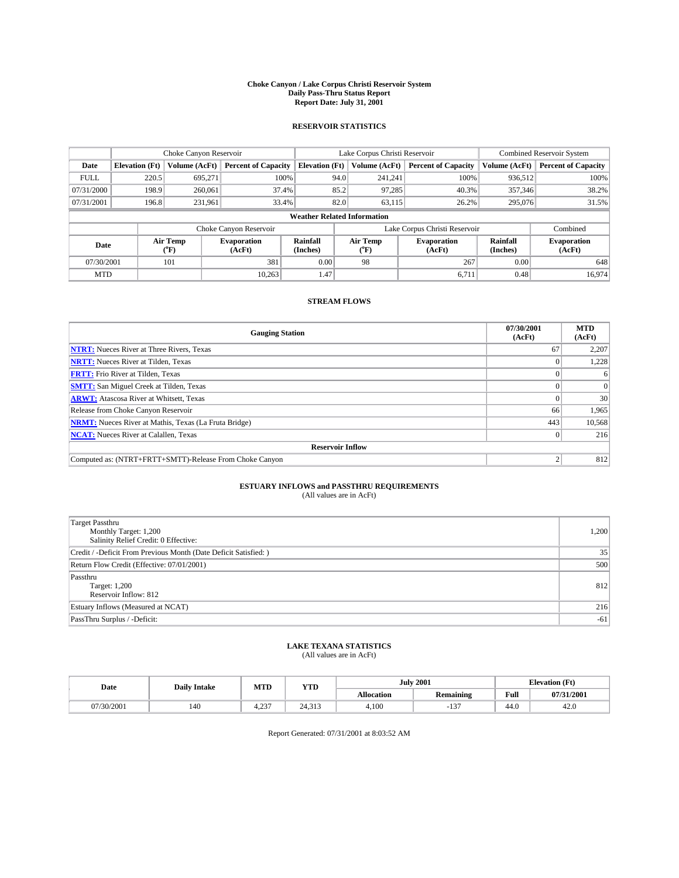# Choke Canyon / Lake Corpus Christi Reservoir System
## Daily Pass-Thru Status Report
## Report Date: July 31, 2001

### RESERVOIR STATISTICS

| | Choke Canyon Reservoir | | | Lake Corpus Christi Reservoir | | | Combined Reservoir System | |
|---|---|---|---|---|---|---|---|---|
| Date | Elevation (Ft) | Volume (AcFt) | Percent of Capacity | Elevation (Ft) | Volume (AcFt) | Percent of Capacity | Volume (AcFt) | Percent of Capacity |
| FULL | 220.5 | 695,271 | 100% | 94.0 | 241,241 | 100% | 936,512 | 100% |
| 07/31/2000 | 198.9 | 260,061 | 37.4% | 85.2 | 97,285 | 40.3% | 357,346 | 38.2% |
| 07/31/2001 | 196.8 | 231,961 | 33.4% | 82.0 | 63,115 | 26.2% | 295,076 | 31.5% |

**Weather Related Information**

| | Choke Canyon Reservoir | | | Lake Corpus Christi Reservoir | | | Combined |
|---|---|---|---|---|---|---|---|
| Date | Air Temp (°F) | Evaporation (AcFt) | Rainfall (Inches) | Air Temp (°F) | Evaporation (AcFt) | Rainfall (Inches) | Evaporation (AcFt) |
| 07/30/2001 | 101 | 381 | 0.00 | 98 | 267 | 0.00 | 648 |
| MTD | | 10,263 | 1.47 | | 6,711 | 0.48 | 16,974 |

### STREAM FLOWS

| Gauging Station | 07/30/2001 (AcFt) | MTD (AcFt) |
|---|---|---|
| **NTRT:** Nueces River at Three Rivers, Texas | 67 | 2,207 |
| **NRTT:** Nueces River at Tilden, Texas | 0 | 1,228 |
| **FRTT:** Frio River at Tilden, Texas | 0 | 6 |
| **SMTT:** San Miguel Creek at Tilden, Texas | 0 | 0 |
| **ARWT:** Atascosa River at Whitsett, Texas | 0 | 30 |
| Release from Choke Canyon Reservoir | 66 | 1,965 |
| **NRMT:** Nueces River at Mathis, Texas (La Fruta Bridge) | 443 | 10,568 |
| **NCAT:** Nueces River at Calallen, Texas | 0 | 216 |
| **Reservoir Inflow** | | |
| Computed as: (NTRT+FRTT+SMTT)-Release From Choke Canyon | 2 | 812 |

### ESTUARY INFLOWS and PASSTHRU REQUIREMENTS
(All values are in AcFt)

| | |
|---|---|
| Target Passthru<br>Monthly Target: 1,200<br>Salinity Relief Credit: 0 Effective: | 1,200 |
| Credit / -Deficit From Previous Month (Date Deficit Satisfied: ) | 35 |
| Return Flow Credit (Effective: 07/01/2001) | 500 |
| Passthru<br>Target: 1,200<br>Reservoir Inflow: 812 | 812 |
| Estuary Inflows (Measured at NCAT) | 216 |
| PassThru Surplus / -Deficit: | -61 |

### LAKE TEXANA STATISTICS
(All values are in AcFt)

| Date | Daily Intake | MTD | YTD | July 2001 | | Elevation (Ft) | |
|---|---|---|---|---|---|---|---|
| | | | | Allocation | Remaining | Full | 07/31/2001 |
| 07/30/2001 | 140 | 4,237 | 24,313 | 4,100 | -137 | 44.0 | 42.0 |

Report Generated: 07/31/2001 at 8:03:52 AM